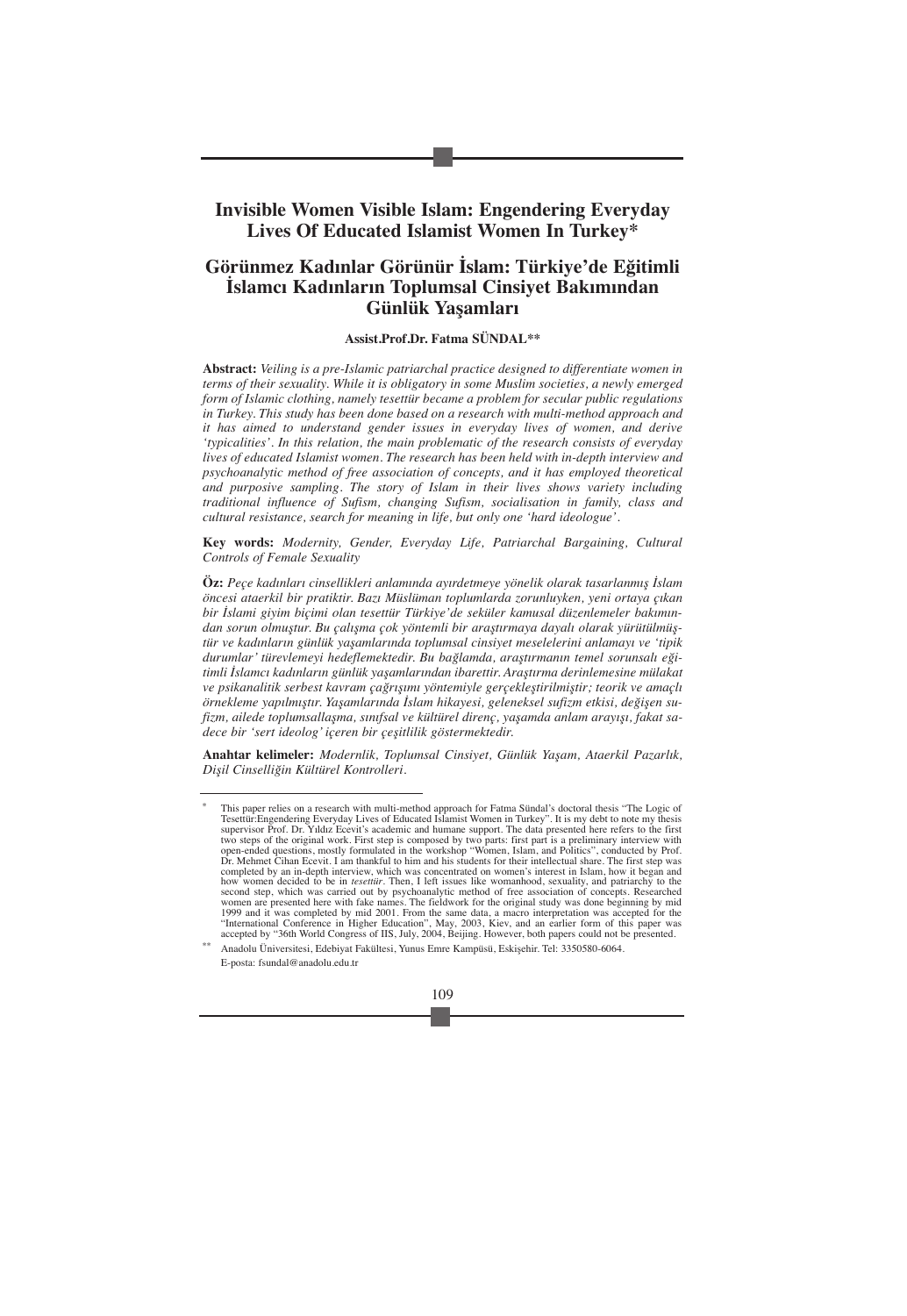# Invisible Women Visible Islam: Engendering Everyday Lives Of Educated Islamist Women In Turkey*

# Görünmez Kadınlar Görünür İslam: Türkiye'de Eğitimli İslamcı Kadınların Toplumsal Cinsiyet Bakımından Günlük Yaşamları

**Assist.Prof.Dr. Fatma SÜNDAL****

**Abstract:** *Veiling is a pre-Islamic patriarchal practice designed to differentiate women in terms of their sexuality. While it is obligatory in some Muslim societies, a newly emerged form of Islamic clothing, namely tesettür became a problem for secular public regulations in Turkey. This study has been done based on a research with multi-method approach and it has aimed to understand gender issues in everyday lives of women, and derive 'typicalities'. In this relation, the main problematic of the research consists of everyday lives of educated Islamist women. The research has been held with in-depth interview and psychoanalytic method of free association of concepts, and it has employed theoretical and purposive sampling. The story of Islam in their lives shows variety including traditional influence of Sufism, changing Sufism, socialisation in family, class and cultural resistance, search for meaning in life, but only one 'hard ideologue'.*

**Key words:** *Modernity, Gender, Everyday Life, Patriarchal Bargaining, Cultural Controls of Female Sexuality*

**Öz:** *Peçe kadınları cinsellikleri anlamında ayırdetmeye yönelik olarak tasarlanmış İslam öncesi ataerkil bir pratiktir. Bazı Müslüman toplumlarda zorunluyken, yeni ortaya çıkan bir İslami giyim biçimi olan tesettür Türkiye'de seküler kamusal düzenlemeler bakımından sorun olmuştur. Bu çalışma çok yöntemli bir araştırmaya dayalı olarak yürütülmüştür ve kadınların günlük yaşamlarında toplumsal cinsiyet meselelerini anlamayı ve 'tipik durumlar' türevlemeyi hedeflemektedir. Bu bağlamda, araştırmanın temel sorunsalı eğitimli İslamcı kadınların günlük yaşamlarından ibarettir. Araştırma derinlemesine mülakat ve psikanalitik serbest kavram çağrışımı yöntemiyle gerçekleştirilmiştir; teorik ve amaçlı örnekleme yapılmıştır. Yaşamlarında İslam hikayesi, geleneksel sufizm etkisi, değişen sufizm, ailede toplumsallaşma, sınıfsal ve kültürel direnç, yaşamda anlam arayışı, fakat sadece bir 'sert ideolog' içeren bir çeşitlilik göstermektedir.*

**Anahtar kelimeler:** *Modernlik, Toplumsal Cinsiyet, Günlük Yaşam, Ataerkil Pazarlık, Dişil Cinselliğin Kültürel Kontrolleri.*

---

\* This paper relies on a research with multi-method approach for Fatma Sündal's doctoral thesis "The Logic of Tesettür:Engendering Everyday Lives of Educated Islamist Women in Turkey". It is my debt to note my thesis supervisor Prof. Dr. Yıldız Ecevit's academic and humane support. The data presented here refers to the first two steps of the original work. First step is composed by two parts: first part is a preliminary interview with open-ended questions, mostly formulated in the workshop "Women, Islam, and Politics", conducted by Prof. Dr. Mehmet Cihan Ecevit. I am thankful to him and his students for their intellectual share. The first step was completed by an in-depth interview, which was concentrated on women's interest in Islam, how it began and how women decided to be in *tesettür*. Then, I left issues like womanhood, sexuality, and patriarchy to the second step, which was carried out by psychoanalytic method of free association of concepts. Researched women are presented here with fake names. The fieldwork for the original study was done beginning by mid 1999 and it was completed by mid 2001. From the same data, a macro interpretation was accepted for the "International Conference in Higher Education", May, 2003, Kiev, and an earlier form of this paper was accepted by "36th World Congress of IIS, July, 2004, Beijing. However, both papers could not be presented.

\** Anadolu Üniversitesi, Edebiyat Fakültesi, Yunus Emre Kampüsü, Eskişehir. Tel: 3350580-6064. E-posta: fsundal@anadolu.edu.tr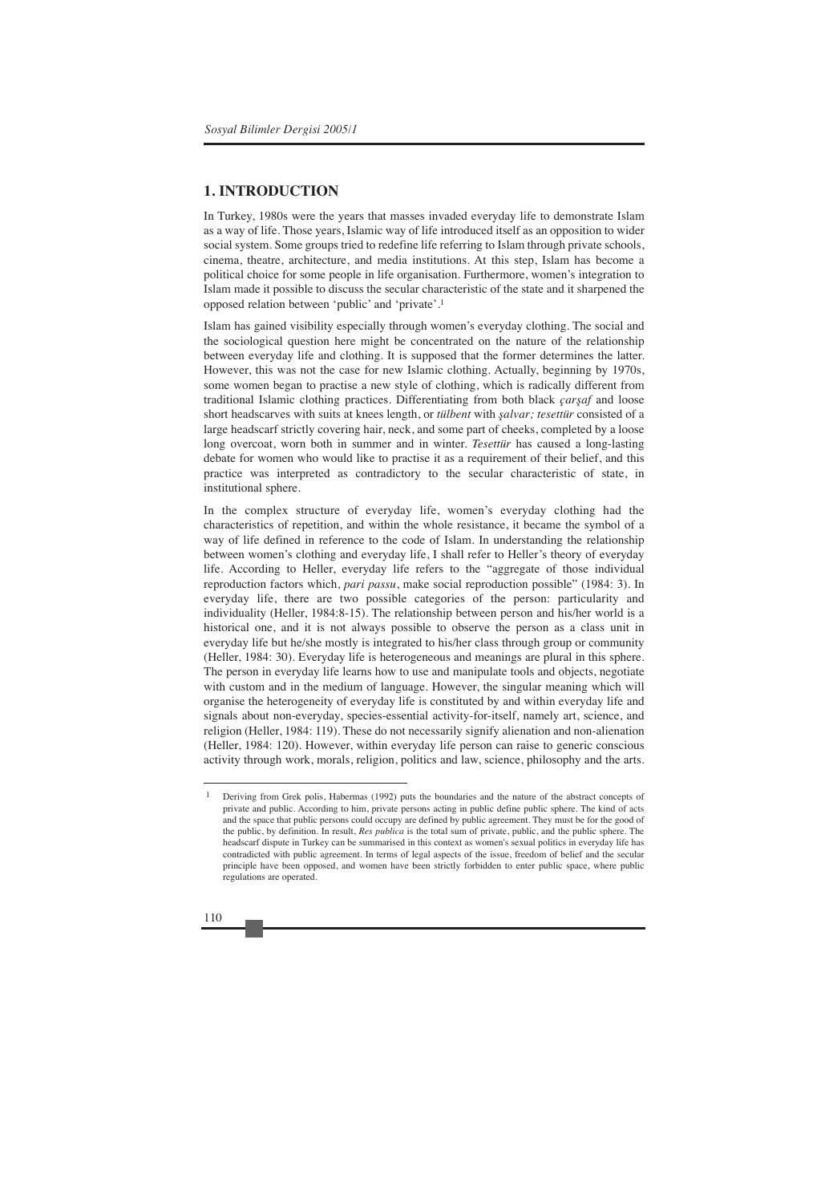## 1. INTRODUCTION

In Turkey, 1980s were the years that masses invaded everyday life to demonstrate Islam as a way of life. Those years, Islamic way of life introduced itself as an opposition to wider social system. Some groups tried to redefine life referring to Islam through private schools, cinema, theatre, architecture, and media institutions. At this step, Islam has become a political choice for some people in life organisation. Furthermore, women's integration to Islam made it possible to discuss the secular characteristic of the state and it sharpened the opposed relation between 'public' and 'private'.[1]

Islam has gained visibility especially through women's everyday clothing. The social and the sociological question here might be concentrated on the nature of the relationship between everyday life and clothing. It is supposed that the former determines the latter. However, this was not the case for new Islamic clothing. Actually, beginning by 1970s, some women began to practise a new style of clothing, which is radically different from traditional Islamic clothing practices. Differentiating from both black *çarşaf* and loose short headscarves with suits at knees length, or *tülbent* with *şalvar; tesettür* consisted of a large headscarf strictly covering hair, neck, and some part of cheeks, completed by a loose long overcoat, worn both in summer and in winter. *Tesettür* has caused a long-lasting debate for women who would like to practise it as a requirement of their belief, and this practice was interpreted as contradictory to the secular characteristic of state, in institutional sphere.

In the complex structure of everyday life, women's everyday clothing had the characteristics of repetition, and within the whole resistance, it became the symbol of a way of life defined in reference to the code of Islam. In understanding the relationship between women's clothing and everyday life, I shall refer to Heller's theory of everyday life. According to Heller, everyday life refers to the "aggregate of those individual reproduction factors which, *pari passu*, make social reproduction possible" (1984: 3). In everyday life, there are two possible categories of the person: particularity and individuality (Heller, 1984:8-15). The relationship between person and his/her world is a historical one, and it is not always possible to observe the person as a class unit in everyday life but he/she mostly is integrated to his/her class through group or community (Heller, 1984: 30). Everyday life is heterogeneous and meanings are plural in this sphere. The person in everyday life learns how to use and manipulate tools and objects, negotiate with custom and in the medium of language. However, the singular meaning which will organise the heterogeneity of everyday life is constituted by and within everyday life and signals about non-everyday, species-essential activity-for-itself, namely art, science, and religion (Heller, 1984: 119). These do not necessarily signify alienation and non-alienation (Heller, 1984: 120). However, within everyday life person can raise to generic conscious activity through work, morals, religion, politics and law, science, philosophy and the arts.

---

[1] Deriving from Grek polis, Habermas (1992) puts the boundaries and the nature of the abstract concepts of private and public. According to him, private persons acting in public define public sphere. The kind of acts and the space that public persons could occupy are defined by public agreement. They must be for the good of the public, by definition. In result, *Res publica* is the total sum of private, public, and the public sphere. The headscarf dispute in Turkey can be summarised in this context as women's sexual politics in everyday life has contradicted with public agreement. In terms of legal aspects of the issue, freedom of belief and the secular principle have been opposed, and women have been strictly forbidden to enter public space, where public regulations are operated.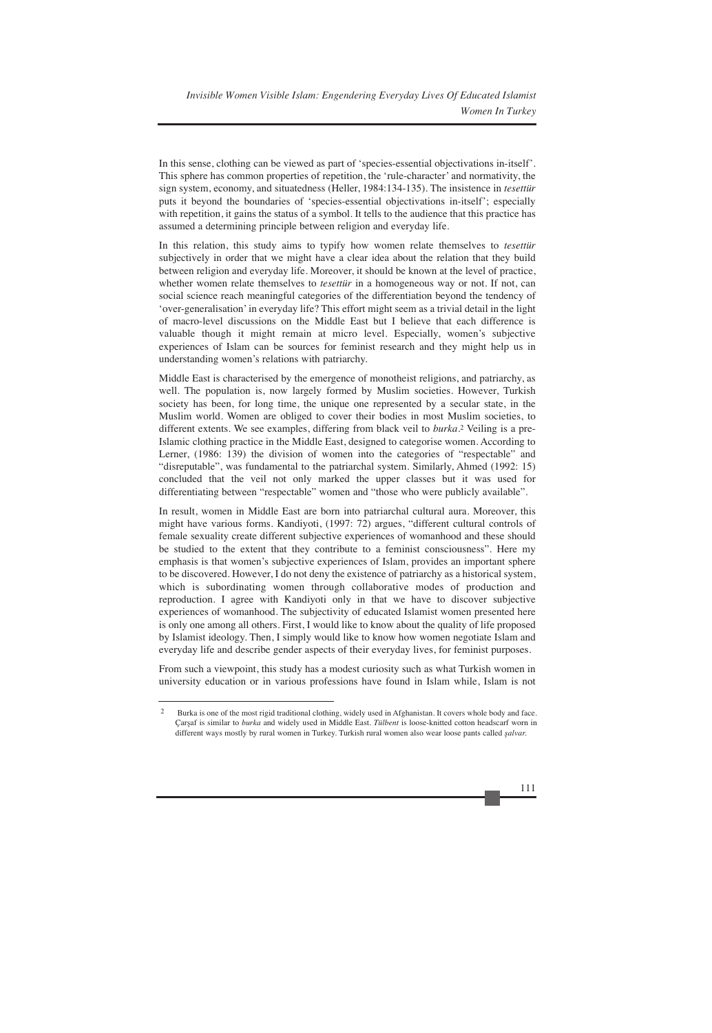In this sense, clothing can be viewed as part of 'species-essential objectivations in-itself'. This sphere has common properties of repetition, the 'rule-character' and normativity, the sign system, economy, and situatedness (Heller, 1984:134-135). The insistence in *tesettür* puts it beyond the boundaries of 'species-essential objectivations in-itself'; especially with repetition, it gains the status of a symbol. It tells to the audience that this practice has assumed a determining principle between religion and everyday life.

In this relation, this study aims to typify how women relate themselves to *tesettür* subjectively in order that we might have a clear idea about the relation that they build between religion and everyday life. Moreover, it should be known at the level of practice, whether women relate themselves to *tesettür* in a homogeneous way or not. If not, can social science reach meaningful categories of the differentiation beyond the tendency of 'over-generalisation' in everyday life? This effort might seem as a trivial detail in the light of macro-level discussions on the Middle East but I believe that each difference is valuable though it might remain at micro level. Especially, women's subjective experiences of Islam can be sources for feminist research and they might help us in understanding women's relations with patriarchy.

Middle East is characterised by the emergence of monotheist religions, and patriarchy, as well. The population is, now largely formed by Muslim societies. However, Turkish society has been, for long time, the unique one represented by a secular state, in the Muslim world. Women are obliged to cover their bodies in most Muslim societies, to different extents. We see examples, differing from black veil to *burka*.[2] Veiling is a pre-Islamic clothing practice in the Middle East, designed to categorise women. According to Lerner, (1986: 139) the division of women into the categories of "respectable" and "disreputable", was fundamental to the patriarchal system. Similarly, Ahmed (1992: 15) concluded that the veil not only marked the upper classes but it was used for differentiating between "respectable" women and "those who were publicly available".

In result, women in Middle East are born into patriarchal cultural aura. Moreover, this might have various forms. Kandiyoti, (1997: 72) argues, "different cultural controls of female sexuality create different subjective experiences of womanhood and these should be studied to the extent that they contribute to a feminist consciousness". Here my emphasis is that women's subjective experiences of Islam, provides an important sphere to be discovered. However, I do not deny the existence of patriarchy as a historical system, which is subordinating women through collaborative modes of production and reproduction. I agree with Kandiyoti only in that we have to discover subjective experiences of womanhood. The subjectivity of educated Islamist women presented here is only one among all others. First, I would like to know about the quality of life proposed by Islamist ideology. Then, I simply would like to know how women negotiate Islam and everyday life and describe gender aspects of their everyday lives, for feminist purposes.

From such a viewpoint, this study has a modest curiosity such as what Turkish women in university education or in various professions have found in Islam while, Islam is not

---

[2] Burka is one of the most rigid traditional clothing, widely used in Afghanistan. It covers whole body and face. Çarşaf is similar to *burka* and widely used in Middle East. *Tülbent* is loose-knitted cotton headscarf worn in different ways mostly by rural women in Turkey. Turkish rural women also wear loose pants called *şalvar*.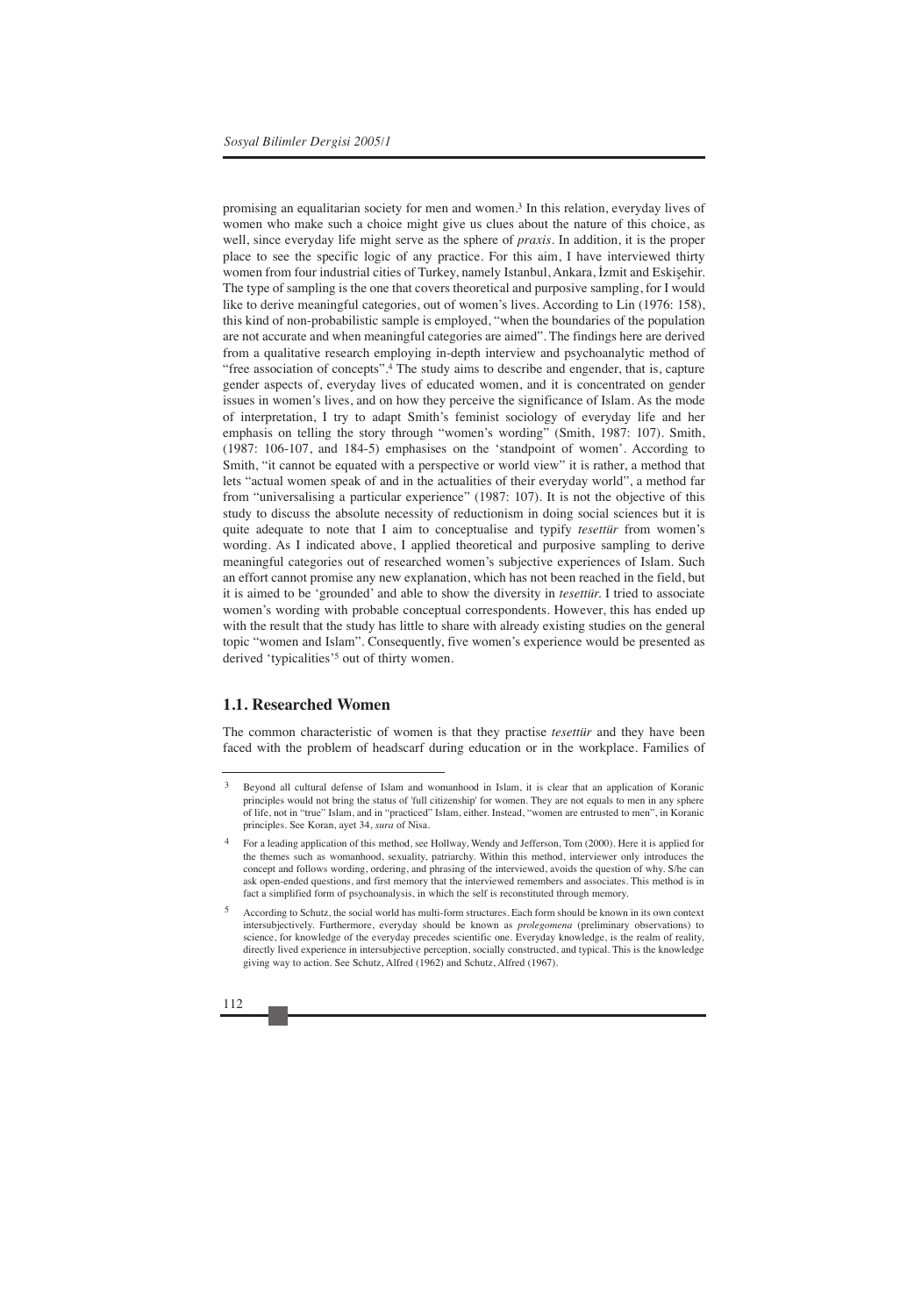promising an equalitarian society for men and women.[3] In this relation, everyday lives of women who make such a choice might give us clues about the nature of this choice, as well, since everyday life might serve as the sphere of *praxis*. In addition, it is the proper place to see the specific logic of any practice. For this aim, I have interviewed thirty women from four industrial cities of Turkey, namely Istanbul, Ankara, İzmit and Eskişehir. The type of sampling is the one that covers theoretical and purposive sampling, for I would like to derive meaningful categories, out of women's lives. According to Lin (1976: 158), this kind of non-probabilistic sample is employed, "when the boundaries of the population are not accurate and when meaningful categories are aimed". The findings here are derived from a qualitative research employing in-depth interview and psychoanalytic method of "free association of concepts".[4] The study aims to describe and engender, that is, capture gender aspects of, everyday lives of educated women, and it is concentrated on gender issues in women's lives, and on how they perceive the significance of Islam. As the mode of interpretation, I try to adapt Smith's feminist sociology of everyday life and her emphasis on telling the story through "women's wording" (Smith, 1987: 107). Smith, (1987: 106-107, and 184-5) emphasises on the 'standpoint of women'. According to Smith, "it cannot be equated with a perspective or world view" it is rather, a method that lets "actual women speak of and in the actualities of their everyday world", a method far from "universalising a particular experience" (1987: 107). It is not the objective of this study to discuss the absolute necessity of reductionism in doing social sciences but it is quite adequate to note that I aim to conceptualise and typify *tesettür* from women's wording. As I indicated above, I applied theoretical and purposive sampling to derive meaningful categories out of researched women's subjective experiences of Islam. Such an effort cannot promise any new explanation, which has not been reached in the field, but it is aimed to be 'grounded' and able to show the diversity in *tesettür*. I tried to associate women's wording with probable conceptual correspondents. However, this has ended up with the result that the study has little to share with already existing studies on the general topic "women and Islam". Consequently, five women's experience would be presented as derived 'typicalities'[5] out of thirty women.

## 1.1. Researched Women

The common characteristic of women is that they practise *tesettür* and they have been faced with the problem of headscarf during education or in the workplace. Families of

---

[3] Beyond all cultural defense of Islam and womanhood in Islam, it is clear that an application of Koranic principles would not bring the status of 'full citizenship' for women. They are not equals to men in any sphere of life, not in "true" Islam, and in "practiced" Islam, either. Instead, "women are entrusted to men", in Koranic principles. See Koran, ayet 34, *sura* of Nisa.

[4] For a leading application of this method, see Hollway, Wendy and Jefferson, Tom (2000). Here it is applied for the themes such as womanhood, sexuality, patriarchy. Within this method, interviewer only introduces the concept and follows wording, ordering, and phrasing of the interviewed, avoids the question of why. S/he can ask open-ended questions, and first memory that the interviewed remembers and associates. This method is in fact a simplified form of psychoanalysis, in which the self is reconstituted through memory.

[5] According to Schutz, the social world has multi-form structures. Each form should be known in its own context intersubjectively. Furthermore, everyday should be known as *prolegomena* (preliminary observations) to science, for knowledge of the everyday precedes scientific one. Everyday knowledge, is the realm of reality, directly lived experience in intersubjective perception, socially constructed, and typical. This is the knowledge giving way to action. See Schutz, Alfred (1962) and Schutz, Alfred (1967).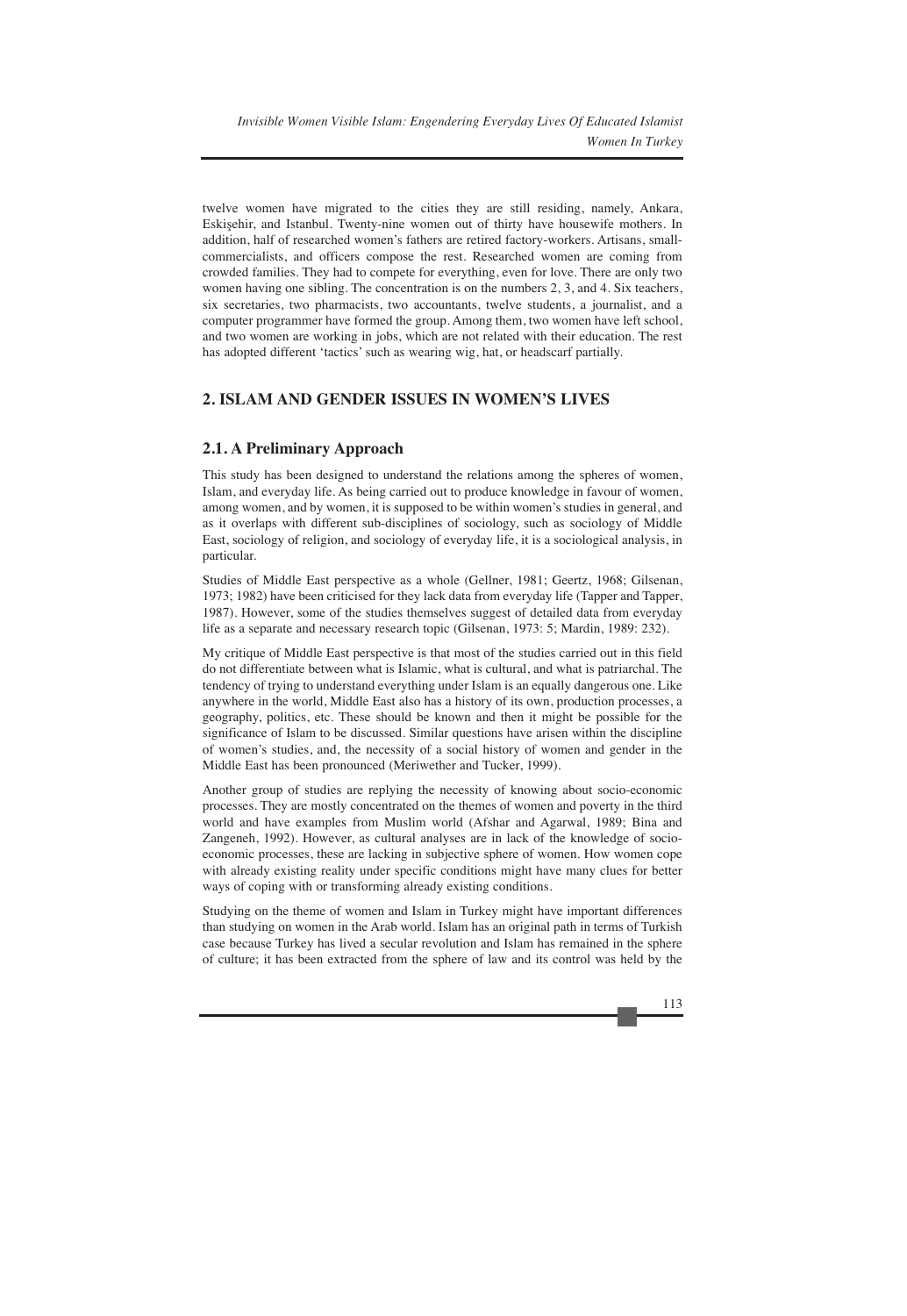twelve women have migrated to the cities they are still residing, namely, Ankara, Eskişehir, and Istanbul. Twenty-nine women out of thirty have housewife mothers. In addition, half of researched women's fathers are retired factory-workers. Artisans, small-commercialists, and officers compose the rest. Researched women are coming from crowded families. They had to compete for everything, even for love. There are only two women having one sibling. The concentration is on the numbers 2, 3, and 4. Six teachers, six secretaries, two pharmacists, two accountants, twelve students, a journalist, and a computer programmer have formed the group. Among them, two women have left school, and two women are working in jobs, which are not related with their education. The rest has adopted different 'tactics' such as wearing wig, hat, or headscarf partially.

## 2. ISLAM AND GENDER ISSUES IN WOMEN'S LIVES

### 2.1. A Preliminary Approach

This study has been designed to understand the relations among the spheres of women, Islam, and everyday life. As being carried out to produce knowledge in favour of women, among women, and by women, it is supposed to be within women's studies in general, and as it overlaps with different sub-disciplines of sociology, such as sociology of Middle East, sociology of religion, and sociology of everyday life, it is a sociological analysis, in particular.

Studies of Middle East perspective as a whole (Gellner, 1981; Geertz, 1968; Gilsenan, 1973; 1982) have been criticised for they lack data from everyday life (Tapper and Tapper, 1987). However, some of the studies themselves suggest of detailed data from everyday life as a separate and necessary research topic (Gilsenan, 1973: 5; Mardin, 1989: 232).

My critique of Middle East perspective is that most of the studies carried out in this field do not differentiate between what is Islamic, what is cultural, and what is patriarchal. The tendency of trying to understand everything under Islam is an equally dangerous one. Like anywhere in the world, Middle East also has a history of its own, production processes, a geography, politics, etc. These should be known and then it might be possible for the significance of Islam to be discussed. Similar questions have arisen within the discipline of women's studies, and, the necessity of a social history of women and gender in the Middle East has been pronounced (Meriwether and Tucker, 1999).

Another group of studies are replying the necessity of knowing about socio-economic processes. They are mostly concentrated on the themes of women and poverty in the third world and have examples from Muslim world (Afshar and Agarwal, 1989; Bina and Zangeneh, 1992). However, as cultural analyses are in lack of the knowledge of socio-economic processes, these are lacking in subjective sphere of women. How women cope with already existing reality under specific conditions might have many clues for better ways of coping with or transforming already existing conditions.

Studying on the theme of women and Islam in Turkey might have important differences than studying on women in the Arab world. Islam has an original path in terms of Turkish case because Turkey has lived a secular revolution and Islam has remained in the sphere of culture; it has been extracted from the sphere of law and its control was held by the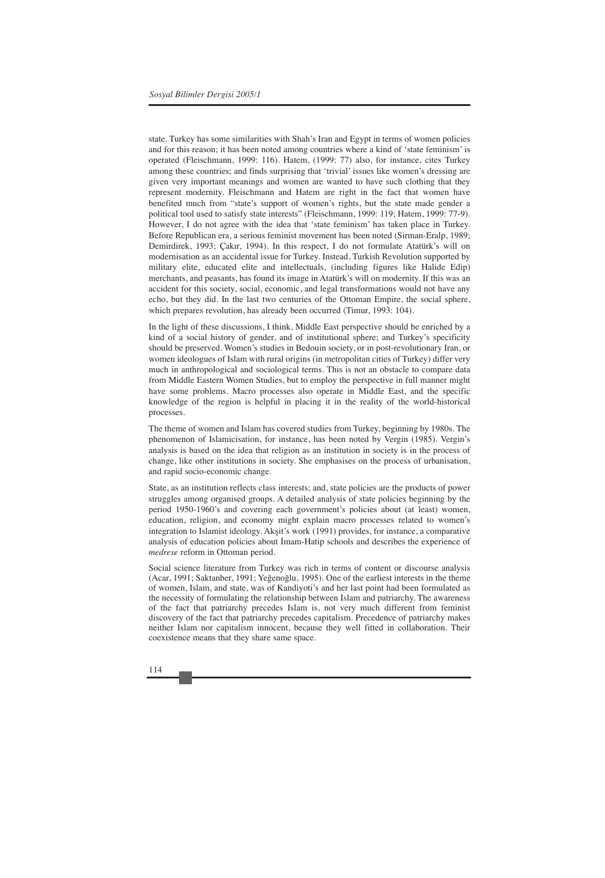state. Turkey has some similarities with Shah's Iran and Egypt in terms of women policies and for this reason; it has been noted among countries where a kind of 'state feminism' is operated (Fleischmann, 1999: 116). Hatem, (1999: 77) also, for instance, cites Turkey among these countries; and finds surprising that 'trivial' issues like women's dressing are given very important meanings and women are wanted to have such clothing that they represent modernity. Fleischmann and Hatem are right in the fact that women have benefited much from "state's support of women's rights, but the state made gender a political tool used to satisfy state interests" (Fleischmann, 1999: 119; Hatem, 1999: 77-9). However, I do not agree with the idea that 'state feminism' has taken place in Turkey. Before Republican era, a serious feminist movement has been noted (Sirman-Eralp, 1989; Demirdirek, 1993; Çakır, 1994). In this respect, I do not formulate Atatürk's will on modernisation as an accidental issue for Turkey. Instead, Turkish Revolution supported by military elite, educated elite and intellectuals, (including figures like Halide Edip) merchants, and peasants, has found its image in Atatürk's will on modernity. If this was an accident for this society, social, economic, and legal transformations would not have any echo, but they did. In the last two centuries of the Ottoman Empire, the social sphere, which prepares revolution, has already been occurred (Timur, 1993: 104).

In the light of these discussions, I think, Middle East perspective should be enriched by a kind of a social history of gender, and of institutional sphere; and Turkey's specificity should be preserved. Women's studies in Bedouin society, or in post-revolutionary Iran, or women ideologues of Islam with rural origins (in metropolitan cities of Turkey) differ very much in anthropological and sociological terms. This is not an obstacle to compare data from Middle Eastern Women Studies, but to employ the perspective in full manner might have some problems. Macro processes also operate in Middle East, and the specific knowledge of the region is helpful in placing it in the reality of the world-historical processes.

The theme of women and Islam has covered studies from Turkey, beginning by 1980s. The phenomenon of Islamicisation, for instance, has been noted by Vergin (1985). Vergin's analysis is based on the idea that religion as an institution in society is in the process of change, like other institutions in society. She emphasises on the process of urbanisation, and rapid socio-economic change.

State, as an institution reflects class interests; and, state policies are the products of power struggles among organised groups. A detailed analysis of state policies beginning by the period 1950-1960's and covering each government's policies about (at least) women, education, religion, and economy might explain macro processes related to women's integration to Islamist ideology. Akşit's work (1991) provides, for instance, a comparative analysis of education policies about İmam-Hatip schools and describes the experience of *medrese* reform in Ottoman period.

Social science literature from Turkey was rich in terms of content or discourse analysis (Acar, 1991; Saktanber, 1991; Yeğenoğlu, 1995). One of the earliest interests in the theme of women, Islam, and state, was of Kandiyoti's and her last point had been formulated as the necessity of formulating the relationship between Islam and patriarchy. The awareness of the fact that patriarchy precedes Islam is, not very much different from feminist discovery of the fact that patriarchy precedes capitalism. Precedence of patriarchy makes neither Islam nor capitalism innocent, because they well fitted in collaboration. Their coexistence means that they share same space.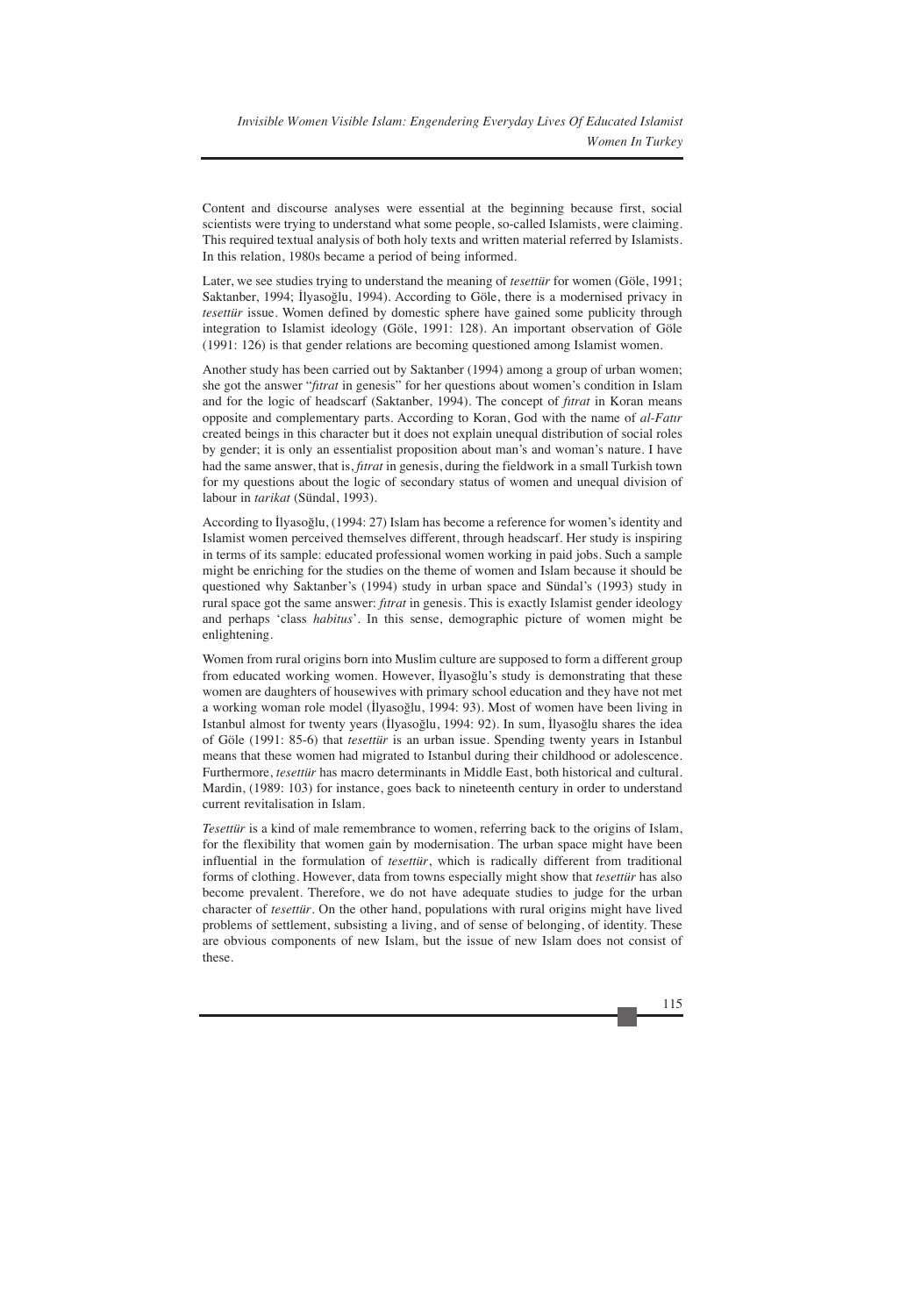Content and discourse analyses were essential at the beginning because first, social scientists were trying to understand what some people, so-called Islamists, were claiming. This required textual analysis of both holy texts and written material referred by Islamists. In this relation, 1980s became a period of being informed.

Later, we see studies trying to understand the meaning of *tesettür* for women (Göle, 1991; Saktanber, 1994; İlyasoğlu, 1994). According to Göle, there is a modernised privacy in *tesettür* issue. Women defined by domestic sphere have gained some publicity through integration to Islamist ideology (Göle, 1991: 128). An important observation of Göle (1991: 126) is that gender relations are becoming questioned among Islamist women.

Another study has been carried out by Saktanber (1994) among a group of urban women; she got the answer "*fıtrat* in genesis" for her questions about women's condition in Islam and for the logic of headscarf (Saktanber, 1994). The concept of *fıtrat* in Koran means opposite and complementary parts. According to Koran, God with the name of *al-Fatır* created beings in this character but it does not explain unequal distribution of social roles by gender; it is only an essentialist proposition about man's and woman's nature. I have had the same answer, that is, *fıtrat* in genesis, during the fieldwork in a small Turkish town for my questions about the logic of secondary status of women and unequal division of labour in *tarikat* (Sündal, 1993).

According to İlyasoğlu, (1994: 27) Islam has become a reference for women's identity and Islamist women perceived themselves different, through headscarf. Her study is inspiring in terms of its sample: educated professional women working in paid jobs. Such a sample might be enriching for the studies on the theme of women and Islam because it should be questioned why Saktanber's (1994) study in urban space and Sündal's (1993) study in rural space got the same answer: *fıtrat* in genesis. This is exactly Islamist gender ideology and perhaps 'class *habitus*'. In this sense, demographic picture of women might be enlightening.

Women from rural origins born into Muslim culture are supposed to form a different group from educated working women. However, İlyasoğlu's study is demonstrating that these women are daughters of housewives with primary school education and they have not met a working woman role model (İlyasoğlu, 1994: 93). Most of women have been living in Istanbul almost for twenty years (İlyasoğlu, 1994: 92). In sum, İlyasoğlu shares the idea of Göle (1991: 85-6) that *tesettür* is an urban issue. Spending twenty years in Istanbul means that these women had migrated to Istanbul during their childhood or adolescence. Furthermore, *tesettür* has macro determinants in Middle East, both historical and cultural. Mardin, (1989: 103) for instance, goes back to nineteenth century in order to understand current revitalisation in Islam.

*Tesettür* is a kind of male remembrance to women, referring back to the origins of Islam, for the flexibility that women gain by modernisation. The urban space might have been influential in the formulation of *tesettür*, which is radically different from traditional forms of clothing. However, data from towns especially might show that *tesettür* has also become prevalent. Therefore, we do not have adequate studies to judge for the urban character of *tesettür*. On the other hand, populations with rural origins might have lived problems of settlement, subsisting a living, and of sense of belonging, of identity. These are obvious components of new Islam, but the issue of new Islam does not consist of these.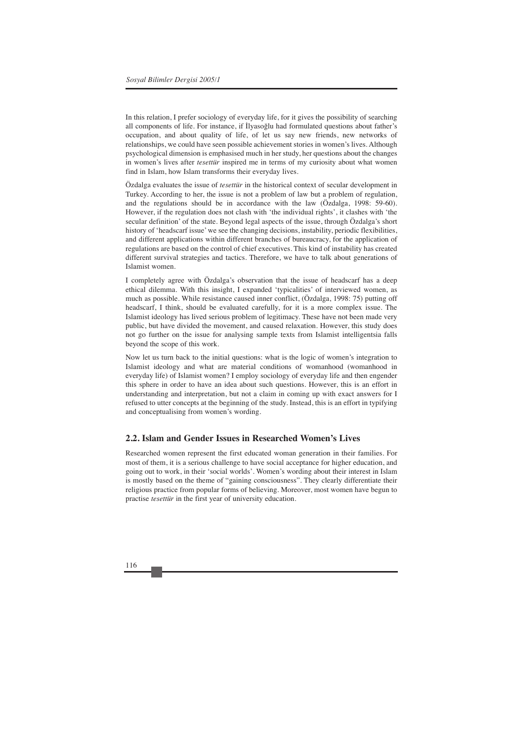In this relation, I prefer sociology of everyday life, for it gives the possibility of searching all components of life. For instance, if İlyasoğlu had formulated questions about father's occupation, and about quality of life, of let us say new friends, new networks of relationships, we could have seen possible achievement stories in women's lives. Although psychological dimension is emphasised much in her study, her questions about the changes in women's lives after *tesettür* inspired me in terms of my curiosity about what women find in Islam, how Islam transforms their everyday lives.

Özdalga evaluates the issue of *tesettür* in the historical context of secular development in Turkey. According to her, the issue is not a problem of law but a problem of regulation, and the regulations should be in accordance with the law (Özdalga, 1998: 59-60). However, if the regulation does not clash with 'the individual rights', it clashes with 'the secular definition' of the state. Beyond legal aspects of the issue, through Özdalga's short history of 'headscarf issue' we see the changing decisions, instability, periodic flexibilities, and different applications within different branches of bureaucracy, for the application of regulations are based on the control of chief executives. This kind of instability has created different survival strategies and tactics. Therefore, we have to talk about generations of Islamist women.

I completely agree with Özdalga's observation that the issue of headscarf has a deep ethical dilemma. With this insight, I expanded 'typicalities' of interviewed women, as much as possible. While resistance caused inner conflict, (Özdalga, 1998: 75) putting off headscarf, I think, should be evaluated carefully, for it is a more complex issue. The Islamist ideology has lived serious problem of legitimacy. These have not been made very public, but have divided the movement, and caused relaxation. However, this study does not go further on the issue for analysing sample texts from Islamist intelligentsia falls beyond the scope of this work.

Now let us turn back to the initial questions: what is the logic of women's integration to Islamist ideology and what are material conditions of womanhood (womanhood in everyday life) of Islamist women? I employ sociology of everyday life and then engender this sphere in order to have an idea about such questions. However, this is an effort in understanding and interpretation, but not a claim in coming up with exact answers for I refused to utter concepts at the beginning of the study. Instead, this is an effort in typifying and conceptualising from women's wording.

## 2.2. Islam and Gender Issues in Researched Women's Lives

Researched women represent the first educated woman generation in their families. For most of them, it is a serious challenge to have social acceptance for higher education, and going out to work, in their 'social worlds'. Women's wording about their interest in Islam is mostly based on the theme of "gaining consciousness". They clearly differentiate their religious practice from popular forms of believing. Moreover, most women have begun to practise *tesettür* in the first year of university education.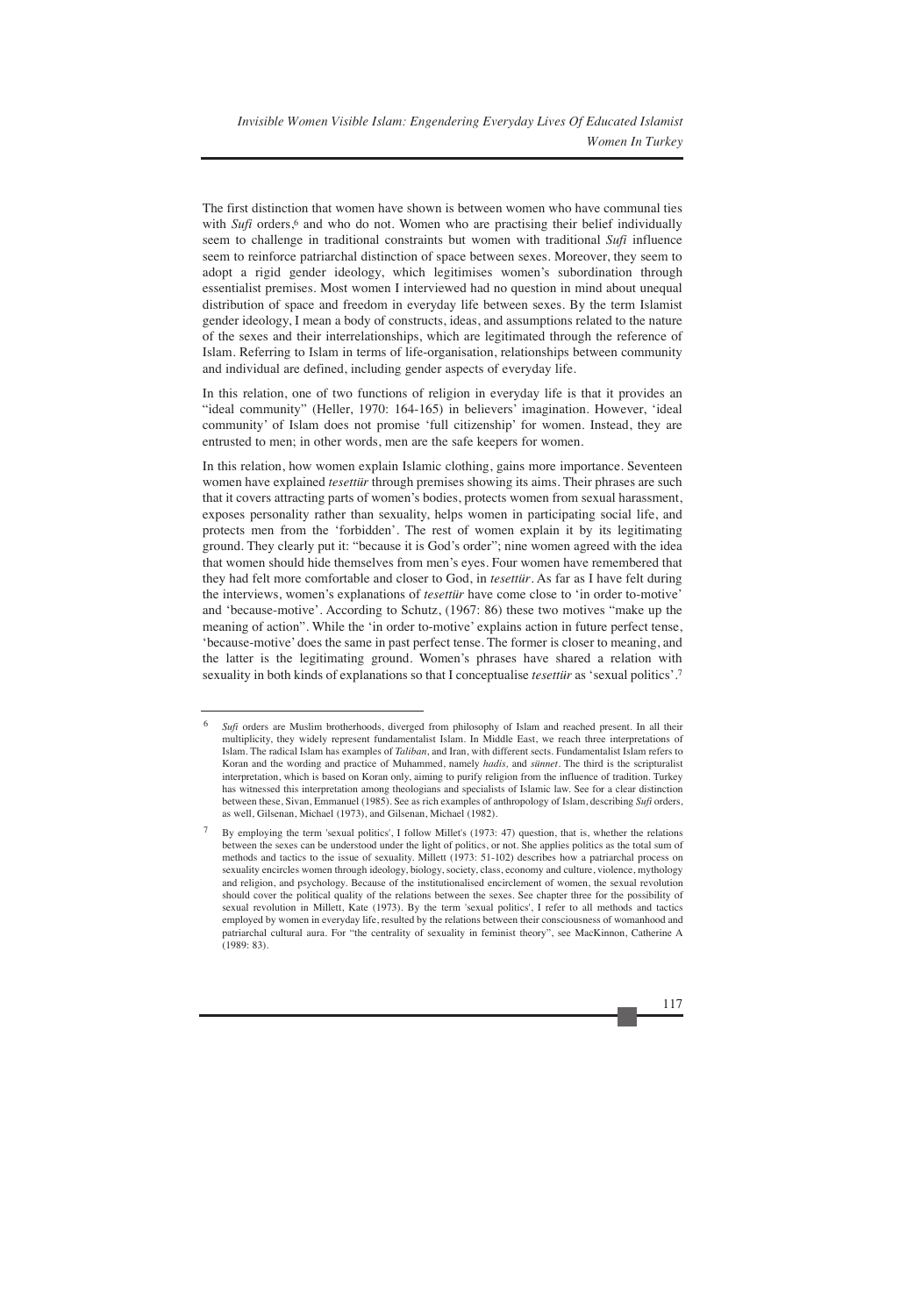The first distinction that women have shown is between women who have communal ties with *Sufi* orders,[6] and who do not. Women who are practising their belief individually seem to challenge in traditional constraints but women with traditional *Sufi* influence seem to reinforce patriarchal distinction of space between sexes. Moreover, they seem to adopt a rigid gender ideology, which legitimises women's subordination through essentialist premises. Most women I interviewed had no question in mind about unequal distribution of space and freedom in everyday life between sexes. By the term Islamist gender ideology, I mean a body of constructs, ideas, and assumptions related to the nature of the sexes and their interrelationships, which are legitimated through the reference of Islam. Referring to Islam in terms of life-organisation, relationships between community and individual are defined, including gender aspects of everyday life.

In this relation, one of two functions of religion in everyday life is that it provides an "ideal community" (Heller, 1970: 164-165) in believers' imagination. However, 'ideal community' of Islam does not promise 'full citizenship' for women. Instead, they are entrusted to men; in other words, men are the safe keepers for women.

In this relation, how women explain Islamic clothing, gains more importance. Seventeen women have explained *tesettür* through premises showing its aims. Their phrases are such that it covers attracting parts of women's bodies, protects women from sexual harassment, exposes personality rather than sexuality, helps women in participating social life, and protects men from the 'forbidden'. The rest of women explain it by its legitimating ground. They clearly put it: "because it is God's order"; nine women agreed with the idea that women should hide themselves from men's eyes. Four women have remembered that they had felt more comfortable and closer to God, in *tesettür*. As far as I have felt during the interviews, women's explanations of *tesettür* have come close to 'in order to-motive' and 'because-motive'. According to Schutz, (1967: 86) these two motives "make up the meaning of action". While the 'in order to-motive' explains action in future perfect tense, 'because-motive' does the same in past perfect tense. The former is closer to meaning, and the latter is the legitimating ground. Women's phrases have shared a relation with sexuality in both kinds of explanations so that I conceptualise *tesettür* as 'sexual politics'.[7]

---

[6] *Sufi* orders are Muslim brotherhoods, diverged from philosophy of Islam and reached present. In all their multiplicity, they widely represent fundamentalist Islam. In Middle East, we reach three interpretations of Islam. The radical Islam has examples of *Taliban*, and Iran, with different sects. Fundamentalist Islam refers to Koran and the wording and practice of Muhammed, namely *hadis*, and *sünnet*. The third is the scripturalist interpretation, which is based on Koran only, aiming to purify religion from the influence of tradition. Turkey has witnessed this interpretation among theologians and specialists of Islamic law. See for a clear distinction between these, Sivan, Emmanuel (1985). See as rich examples of anthropology of Islam, describing *Sufi* orders, as well, Gilsenan, Michael (1973), and Gilsenan, Michael (1982).

[7] By employing the term 'sexual politics', I follow Millet's (1973: 47) question, that is, whether the relations between the sexes can be understood under the light of politics, or not. She applies politics as the total sum of methods and tactics to the issue of sexuality. Millett (1973: 51-102) describes how a patriarchal process on sexuality encircles women through ideology, biology, society, class, economy and culture, violence, mythology and religion, and psychology. Because of the institutionalised encirclement of women, the sexual revolution should cover the political quality of the relations between the sexes. See chapter three for the possibility of sexual revolution in Millett, Kate (1973). By the term 'sexual politics', I refer to all methods and tactics employed by women in everyday life, resulted by the relations between their consciousness of womanhood and patriarchal cultural aura. For "the centrality of sexuality in feminist theory", see MacKinnon, Catherine A (1989: 83).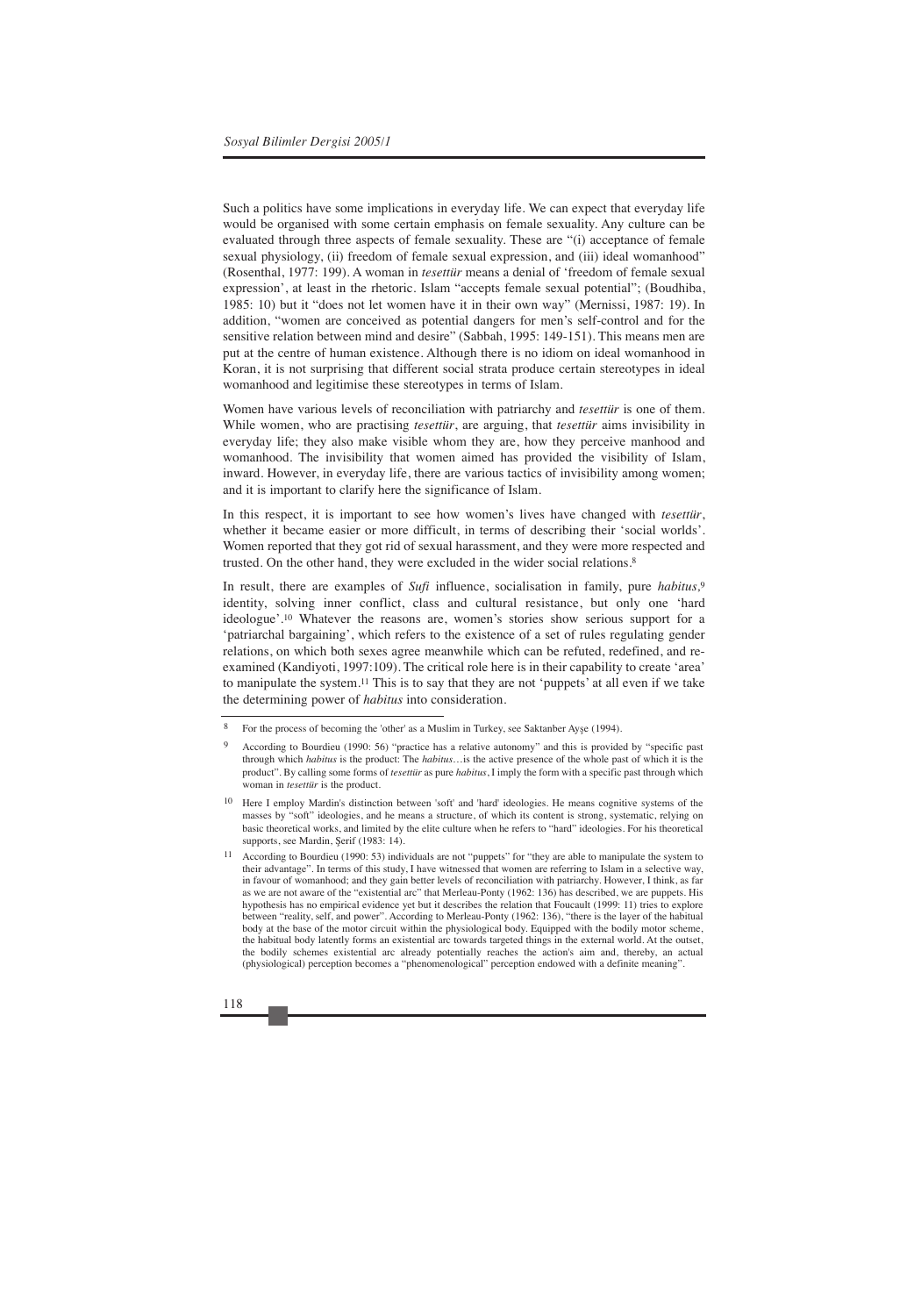Such a politics have some implications in everyday life. We can expect that everyday life would be organised with some certain emphasis on female sexuality. Any culture can be evaluated through three aspects of female sexuality. These are "(i) acceptance of female sexual physiology, (ii) freedom of female sexual expression, and (iii) ideal womanhood" (Rosenthal, 1977: 199). A woman in *tesettür* means a denial of 'freedom of female sexual expression', at least in the rhetoric. Islam "accepts female sexual potential"; (Boudhiba, 1985: 10) but it "does not let women have it in their own way" (Mernissi, 1987: 19). In addition, "women are conceived as potential dangers for men's self-control and for the sensitive relation between mind and desire" (Sabbah, 1995: 149-151). This means men are put at the centre of human existence. Although there is no idiom on ideal womanhood in Koran, it is not surprising that different social strata produce certain stereotypes in ideal womanhood and legitimise these stereotypes in terms of Islam.

Women have various levels of reconciliation with patriarchy and *tesettür* is one of them. While women, who are practising *tesettür*, are arguing, that *tesettür* aims invisibility in everyday life; they also make visible whom they are, how they perceive manhood and womanhood. The invisibility that women aimed has provided the visibility of Islam, inward. However, in everyday life, there are various tactics of invisibility among women; and it is important to clarify here the significance of Islam.

In this respect, it is important to see how women's lives have changed with *tesettür*, whether it became easier or more difficult, in terms of describing their 'social worlds'. Women reported that they got rid of sexual harassment, and they were more respected and trusted. On the other hand, they were excluded in the wider social relations.[8]

In result, there are examples of *Sufi* influence, socialisation in family, pure *habitus*,[9] identity, solving inner conflict, class and cultural resistance, but only one 'hard ideologue'.[10] Whatever the reasons are, women's stories show serious support for a 'patriarchal bargaining', which refers to the existence of a set of rules regulating gender relations, on which both sexes agree meanwhile which can be refuted, redefined, and re-examined (Kandiyoti, 1997:109). The critical role here is in their capability to create 'area' to manipulate the system.[11] This is to say that they are not 'puppets' at all even if we take the determining power of *habitus* into consideration.

---

[8] For the process of becoming the 'other' as a Muslim in Turkey, see Saktanber Ayşe (1994).

[9] According to Bourdieu (1990: 56) "practice has a relative autonomy" and this is provided by "specific past through which *habitus* is the product: The *habitus*…is the active presence of the whole past of which it is the product". By calling some forms of *tesettür* as pure *habitus*, I imply the form with a specific past through which woman in *tesettür* is the product.

[10] Here I employ Mardin's distinction between 'soft' and 'hard' ideologies. He means cognitive systems of the masses by "soft" ideologies, and he means a structure, of which its content is strong, systematic, relying on basic theoretical works, and limited by the elite culture when he refers to "hard" ideologies. For his theoretical supports, see Mardin, Şerif (1983: 14).

[11] According to Bourdieu (1990: 53) individuals are not "puppets" for "they are able to manipulate the system to their advantage". In terms of this study, I have witnessed that women are referring to Islam in a selective way, in favour of womanhood; and they gain better levels of reconciliation with patriarchy. However, I think, as far as we are not aware of the "existential arc" that Merleau-Ponty (1962: 136) has described, we are puppets. His hypothesis has no empirical evidence yet but it describes the relation that Foucault (1999: 11) tries to explore between "reality, self, and power". According to Merleau-Ponty (1962: 136), "there is the layer of the habitual body at the base of the motor circuit within the physiological body. Equipped with the bodily motor scheme, the habitual body latently forms an existential arc towards targeted things in the external world. At the outset, the bodily schemes existential arc already potentially reaches the action's aim and, thereby, an actual (physiological) perception becomes a "phenomenological" perception endowed with a definite meaning".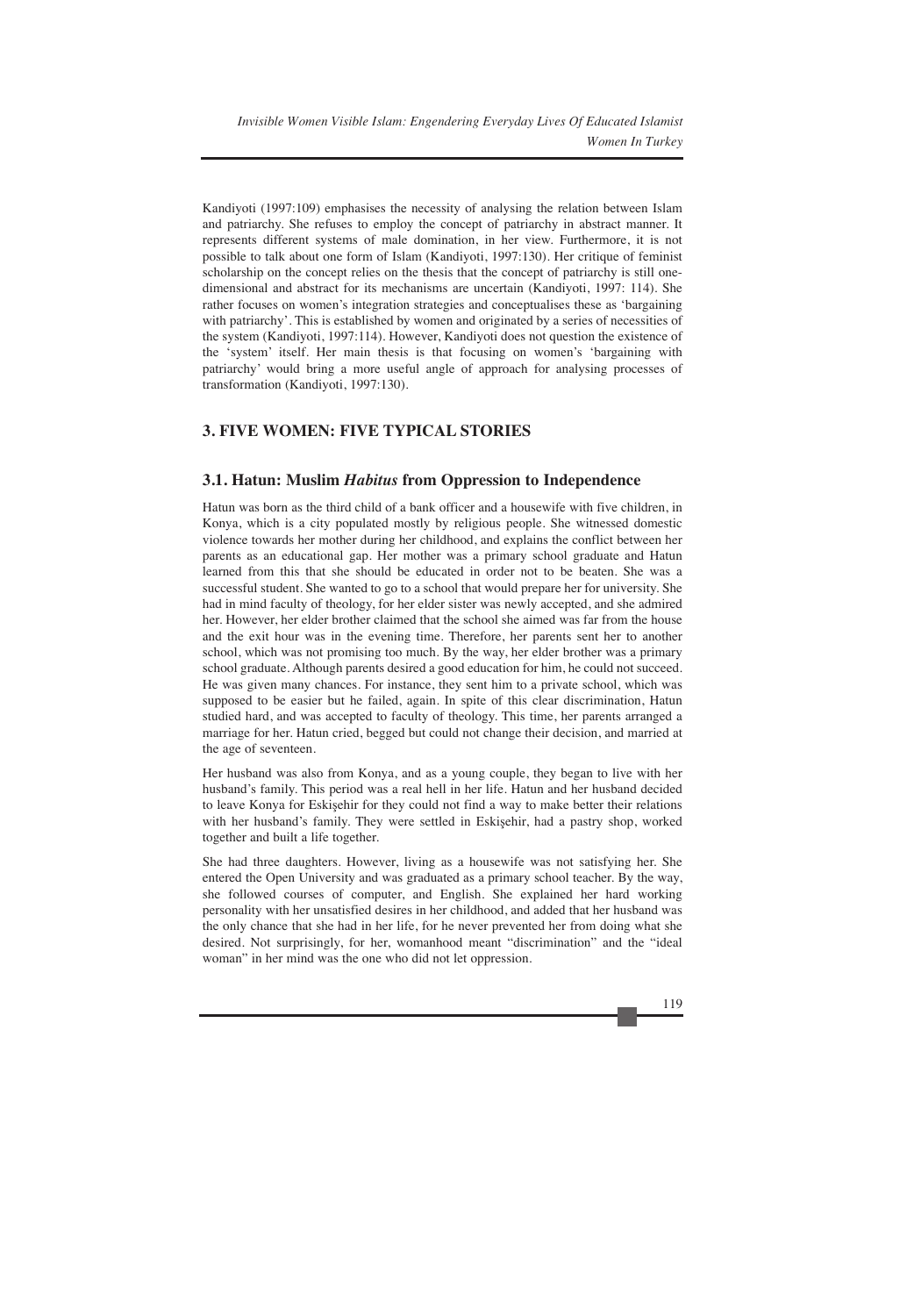Kandiyoti (1997:109) emphasises the necessity of analysing the relation between Islam and patriarchy. She refuses to employ the concept of patriarchy in abstract manner. It represents different systems of male domination, in her view. Furthermore, it is not possible to talk about one form of Islam (Kandiyoti, 1997:130). Her critique of feminist scholarship on the concept relies on the thesis that the concept of patriarchy is still one-dimensional and abstract for its mechanisms are uncertain (Kandiyoti, 1997: 114). She rather focuses on women's integration strategies and conceptualises these as 'bargaining with patriarchy'. This is established by women and originated by a series of necessities of the system (Kandiyoti, 1997:114). However, Kandiyoti does not question the existence of the 'system' itself. Her main thesis is that focusing on women's 'bargaining with patriarchy' would bring a more useful angle of approach for analysing processes of transformation (Kandiyoti, 1997:130).

## 3. FIVE WOMEN: FIVE TYPICAL STORIES

### 3.1. Hatun: Muslim *Habitus* from Oppression to Independence

Hatun was born as the third child of a bank officer and a housewife with five children, in Konya, which is a city populated mostly by religious people. She witnessed domestic violence towards her mother during her childhood, and explains the conflict between her parents as an educational gap. Her mother was a primary school graduate and Hatun learned from this that she should be educated in order not to be beaten. She was a successful student. She wanted to go to a school that would prepare her for university. She had in mind faculty of theology, for her elder sister was newly accepted, and she admired her. However, her elder brother claimed that the school she aimed was far from the house and the exit hour was in the evening time. Therefore, her parents sent her to another school, which was not promising too much. By the way, her elder brother was a primary school graduate. Although parents desired a good education for him, he could not succeed. He was given many chances. For instance, they sent him to a private school, which was supposed to be easier but he failed, again. In spite of this clear discrimination, Hatun studied hard, and was accepted to faculty of theology. This time, her parents arranged a marriage for her. Hatun cried, begged but could not change their decision, and married at the age of seventeen.

Her husband was also from Konya, and as a young couple, they began to live with her husband's family. This period was a real hell in her life. Hatun and her husband decided to leave Konya for Eskişehir for they could not find a way to make better their relations with her husband's family. They were settled in Eskişehir, had a pastry shop, worked together and built a life together.

She had three daughters. However, living as a housewife was not satisfying her. She entered the Open University and was graduated as a primary school teacher. By the way, she followed courses of computer, and English. She explained her hard working personality with her unsatisfied desires in her childhood, and added that her husband was the only chance that she had in her life, for he never prevented her from doing what she desired. Not surprisingly, for her, womanhood meant "discrimination" and the "ideal woman" in her mind was the one who did not let oppression.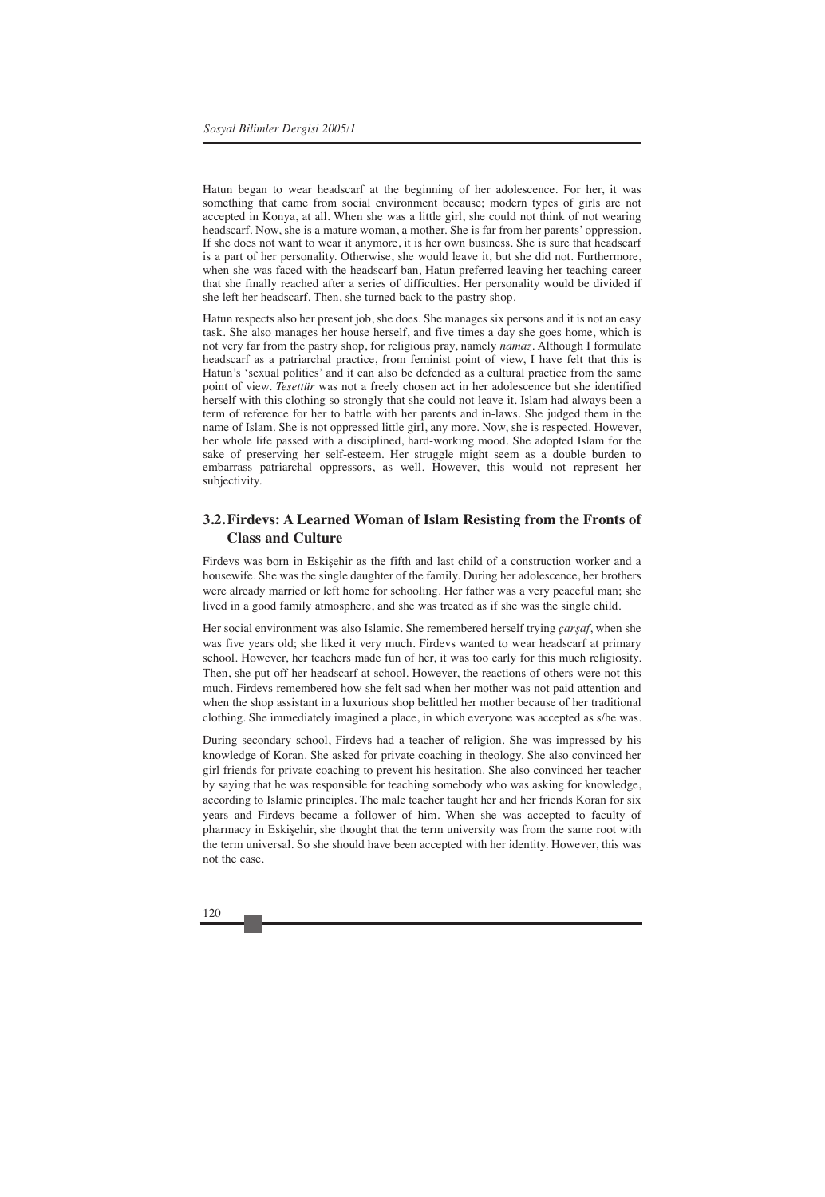Hatun began to wear headscarf at the beginning of her adolescence. For her, it was something that came from social environment because; modern types of girls are not accepted in Konya, at all. When she was a little girl, she could not think of not wearing headscarf. Now, she is a mature woman, a mother. She is far from her parents' oppression. If she does not want to wear it anymore, it is her own business. She is sure that headscarf is a part of her personality. Otherwise, she would leave it, but she did not. Furthermore, when she was faced with the headscarf ban, Hatun preferred leaving her teaching career that she finally reached after a series of difficulties. Her personality would be divided if she left her headscarf. Then, she turned back to the pastry shop.

Hatun respects also her present job, she does. She manages six persons and it is not an easy task. She also manages her house herself, and five times a day she goes home, which is not very far from the pastry shop, for religious pray, namely *namaz*. Although I formulate headscarf as a patriarchal practice, from feminist point of view, I have felt that this is Hatun's 'sexual politics' and it can also be defended as a cultural practice from the same point of view. *Tesettür* was not a freely chosen act in her adolescence but she identified herself with this clothing so strongly that she could not leave it. Islam had always been a term of reference for her to battle with her parents and in-laws. She judged them in the name of Islam. She is not oppressed little girl, any more. Now, she is respected. However, her whole life passed with a disciplined, hard-working mood. She adopted Islam for the sake of preserving her self-esteem. Her struggle might seem as a double burden to embarrass patriarchal oppressors, as well. However, this would not represent her subjectivity.

## 3.2. Firdevs: A Learned Woman of Islam Resisting from the Fronts of Class and Culture

Firdevs was born in Eskişehir as the fifth and last child of a construction worker and a housewife. She was the single daughter of the family. During her adolescence, her brothers were already married or left home for schooling. Her father was a very peaceful man; she lived in a good family atmosphere, and she was treated as if she was the single child.

Her social environment was also Islamic. She remembered herself trying *çarşaf*, when she was five years old; she liked it very much. Firdevs wanted to wear headscarf at primary school. However, her teachers made fun of her, it was too early for this much religiosity. Then, she put off her headscarf at school. However, the reactions of others were not this much. Firdevs remembered how she felt sad when her mother was not paid attention and when the shop assistant in a luxurious shop belittled her mother because of her traditional clothing. She immediately imagined a place, in which everyone was accepted as s/he was.

During secondary school, Firdevs had a teacher of religion. She was impressed by his knowledge of Koran. She asked for private coaching in theology. She also convinced her girl friends for private coaching to prevent his hesitation. She also convinced her teacher by saying that he was responsible for teaching somebody who was asking for knowledge, according to Islamic principles. The male teacher taught her and her friends Koran for six years and Firdevs became a follower of him. When she was accepted to faculty of pharmacy in Eskişehir, she thought that the term university was from the same root with the term universal. So she should have been accepted with her identity. However, this was not the case.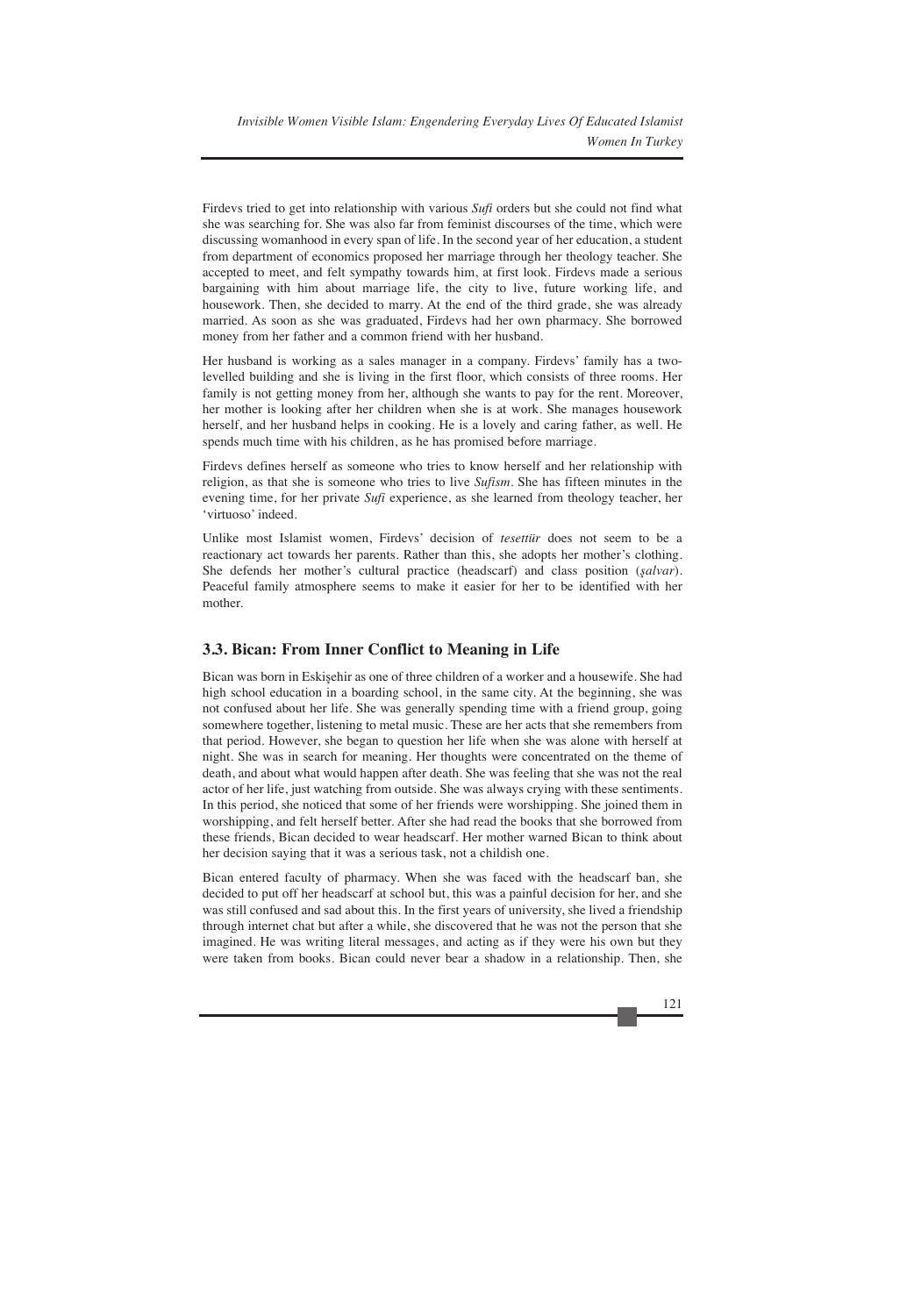Firdevs tried to get into relationship with various *Sufi* orders but she could not find what she was searching for. She was also far from feminist discourses of the time, which were discussing womanhood in every span of life. In the second year of her education, a student from department of economics proposed her marriage through her theology teacher. She accepted to meet, and felt sympathy towards him, at first look. Firdevs made a serious bargaining with him about marriage life, the city to live, future working life, and housework. Then, she decided to marry. At the end of the third grade, she was already married. As soon as she was graduated, Firdevs had her own pharmacy. She borrowed money from her father and a common friend with her husband.

Her husband is working as a sales manager in a company. Firdevs' family has a two-levelled building and she is living in the first floor, which consists of three rooms. Her family is not getting money from her, although she wants to pay for the rent. Moreover, her mother is looking after her children when she is at work. She manages housework herself, and her husband helps in cooking. He is a lovely and caring father, as well. He spends much time with his children, as he has promised before marriage.

Firdevs defines herself as someone who tries to know herself and her relationship with religion, as that she is someone who tries to live *Sufism*. She has fifteen minutes in the evening time, for her private *Sufi* experience, as she learned from theology teacher, her 'virtuoso' indeed.

Unlike most Islamist women, Firdevs' decision of *tesettür* does not seem to be a reactionary act towards her parents. Rather than this, she adopts her mother's clothing. She defends her mother's cultural practice (headscarf) and class position (*şalvar*). Peaceful family atmosphere seems to make it easier for her to be identified with her mother.

## 3.3. Bican: From Inner Conflict to Meaning in Life

Bican was born in Eskişehir as one of three children of a worker and a housewife. She had high school education in a boarding school, in the same city. At the beginning, she was not confused about her life. She was generally spending time with a friend group, going somewhere together, listening to metal music. These are her acts that she remembers from that period. However, she began to question her life when she was alone with herself at night. She was in search for meaning. Her thoughts were concentrated on the theme of death, and about what would happen after death. She was feeling that she was not the real actor of her life, just watching from outside. She was always crying with these sentiments. In this period, she noticed that some of her friends were worshipping. She joined them in worshipping, and felt herself better. After she had read the books that she borrowed from these friends, Bican decided to wear headscarf. Her mother warned Bican to think about her decision saying that it was a serious task, not a childish one.

Bican entered faculty of pharmacy. When she was faced with the headscarf ban, she decided to put off her headscarf at school but, this was a painful decision for her, and she was still confused and sad about this. In the first years of university, she lived a friendship through internet chat but after a while, she discovered that he was not the person that she imagined. He was writing literal messages, and acting as if they were his own but they were taken from books. Bican could never bear a shadow in a relationship. Then, she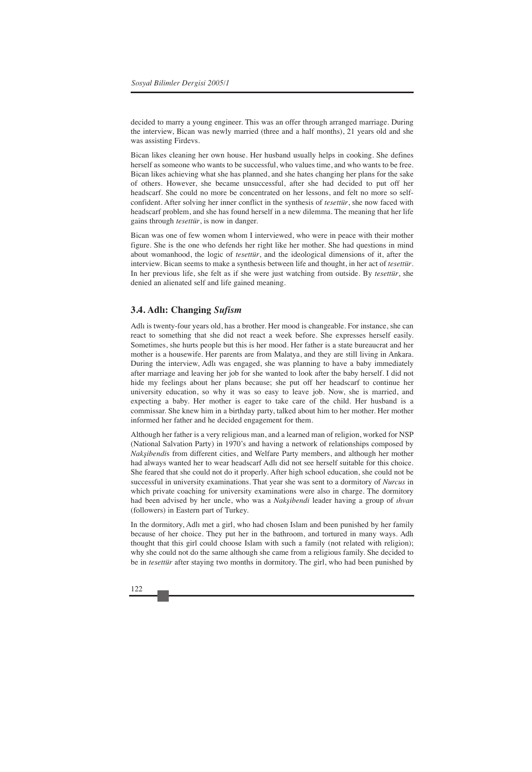decided to marry a young engineer. This was an offer through arranged marriage. During the interview, Bican was newly married (three and a half months), 21 years old and she was assisting Firdevs.

Bican likes cleaning her own house. Her husband usually helps in cooking. She defines herself as someone who wants to be successful, who values time, and who wants to be free. Bican likes achieving what she has planned, and she hates changing her plans for the sake of others. However, she became unsuccessful, after she had decided to put off her headscarf. She could no more be concentrated on her lessons, and felt no more so self-confident. After solving her inner conflict in the synthesis of *tesettür*, she now faced with headscarf problem, and she has found herself in a new dilemma. The meaning that her life gains through *tesettür*, is now in danger.

Bican was one of few women whom I interviewed, who were in peace with their mother figure. She is the one who defends her right like her mother. She had questions in mind about womanhood, the logic of *tesettür*, and the ideological dimensions of it, after the interview. Bican seems to make a synthesis between life and thought, in her act of *tesettür*. In her previous life, she felt as if she were just watching from outside. By *tesettür*, she denied an alienated self and life gained meaning.

### 3.4. Adlı: Changing *Sufism*

Adlı is twenty-four years old, has a brother. Her mood is changeable. For instance, she can react to something that she did not react a week before. She expresses herself easily. Sometimes, she hurts people but this is her mood. Her father is a state bureaucrat and her mother is a housewife. Her parents are from Malatya, and they are still living in Ankara. During the interview, Adlı was engaged, she was planning to have a baby immediately after marriage and leaving her job for she wanted to look after the baby herself. I did not hide my feelings about her plans because; she put off her headscarf to continue her university education, so why it was so easy to leave job. Now, she is married, and expecting a baby. Her mother is eager to take care of the child. Her husband is a commissar. She knew him in a birthday party, talked about him to her mother. Her mother informed her father and he decided engagement for them.

Although her father is a very religious man, and a learned man of religion, worked for NSP (National Salvation Party) in 1970's and having a network of relationships composed by *Nakşibendi*s from different cities, and Welfare Party members, and although her mother had always wanted her to wear headscarf Adlı did not see herself suitable for this choice. She feared that she could not do it properly. After high school education, she could not be successful in university examinations. That year she was sent to a dormitory of *Nurcus* in which private coaching for university examinations were also in charge. The dormitory had been advised by her uncle, who was a *Nakşibendi* leader having a group of *ıhvan* (followers) in Eastern part of Turkey.

In the dormitory, Adlı met a girl, who had chosen Islam and been punished by her family because of her choice. They put her in the bathroom, and tortured in many ways. Adlı thought that this girl could choose Islam with such a family (not related with religion); why she could not do the same although she came from a religious family. She decided to be in *tesettür* after staying two months in dormitory. The girl, who had been punished by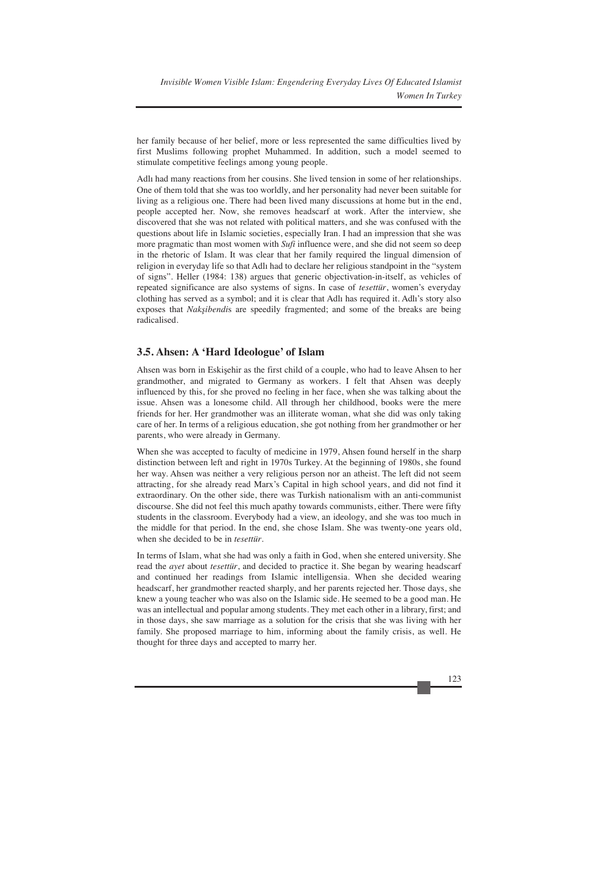her family because of her belief, more or less represented the same difficulties lived by first Muslims following prophet Muhammed. In addition, such a model seemed to stimulate competitive feelings among young people.

Adlı had many reactions from her cousins. She lived tension in some of her relationships. One of them told that she was too worldly, and her personality had never been suitable for living as a religious one. There had been lived many discussions at home but in the end, people accepted her. Now, she removes headscarf at work. After the interview, she discovered that she was not related with political matters, and she was confused with the questions about life in Islamic societies, especially Iran. I had an impression that she was more pragmatic than most women with *Sufi* influence were, and she did not seem so deep in the rhetoric of Islam. It was clear that her family required the lingual dimension of religion in everyday life so that Adlı had to declare her religious standpoint in the "system of signs". Heller (1984: 138) argues that generic objectivation-in-itself, as vehicles of repeated significance are also systems of signs. In case of *tesettür*, women's everyday clothing has served as a symbol; and it is clear that Adlı has required it. Adlı's story also exposes that *Nakşibendi*s are speedily fragmented; and some of the breaks are being radicalised.

### 3.5. Ahsen: A 'Hard Ideologue' of Islam

Ahsen was born in Eskişehir as the first child of a couple, who had to leave Ahsen to her grandmother, and migrated to Germany as workers. I felt that Ahsen was deeply influenced by this, for she proved no feeling in her face, when she was talking about the issue. Ahsen was a lonesome child. All through her childhood, books were the mere friends for her. Her grandmother was an illiterate woman, what she did was only taking care of her. In terms of a religious education, she got nothing from her grandmother or her parents, who were already in Germany.

When she was accepted to faculty of medicine in 1979, Ahsen found herself in the sharp distinction between left and right in 1970s Turkey. At the beginning of 1980s, she found her way. Ahsen was neither a very religious person nor an atheist. The left did not seem attracting, for she already read Marx's Capital in high school years, and did not find it extraordinary. On the other side, there was Turkish nationalism with an anti-communist discourse. She did not feel this much apathy towards communists, either. There were fifty students in the classroom. Everybody had a view, an ideology, and she was too much in the middle for that period. In the end, she chose Islam. She was twenty-one years old, when she decided to be in *tesettür*.

In terms of Islam, what she had was only a faith in God, when she entered university. She read the *ayet* about *tesettür*, and decided to practice it. She began by wearing headscarf and continued her readings from Islamic intelligensia. When she decided wearing headscarf, her grandmother reacted sharply, and her parents rejected her. Those days, she knew a young teacher who was also on the Islamic side. He seemed to be a good man. He was an intellectual and popular among students. They met each other in a library, first; and in those days, she saw marriage as a solution for the crisis that she was living with her family. She proposed marriage to him, informing about the family crisis, as well. He thought for three days and accepted to marry her.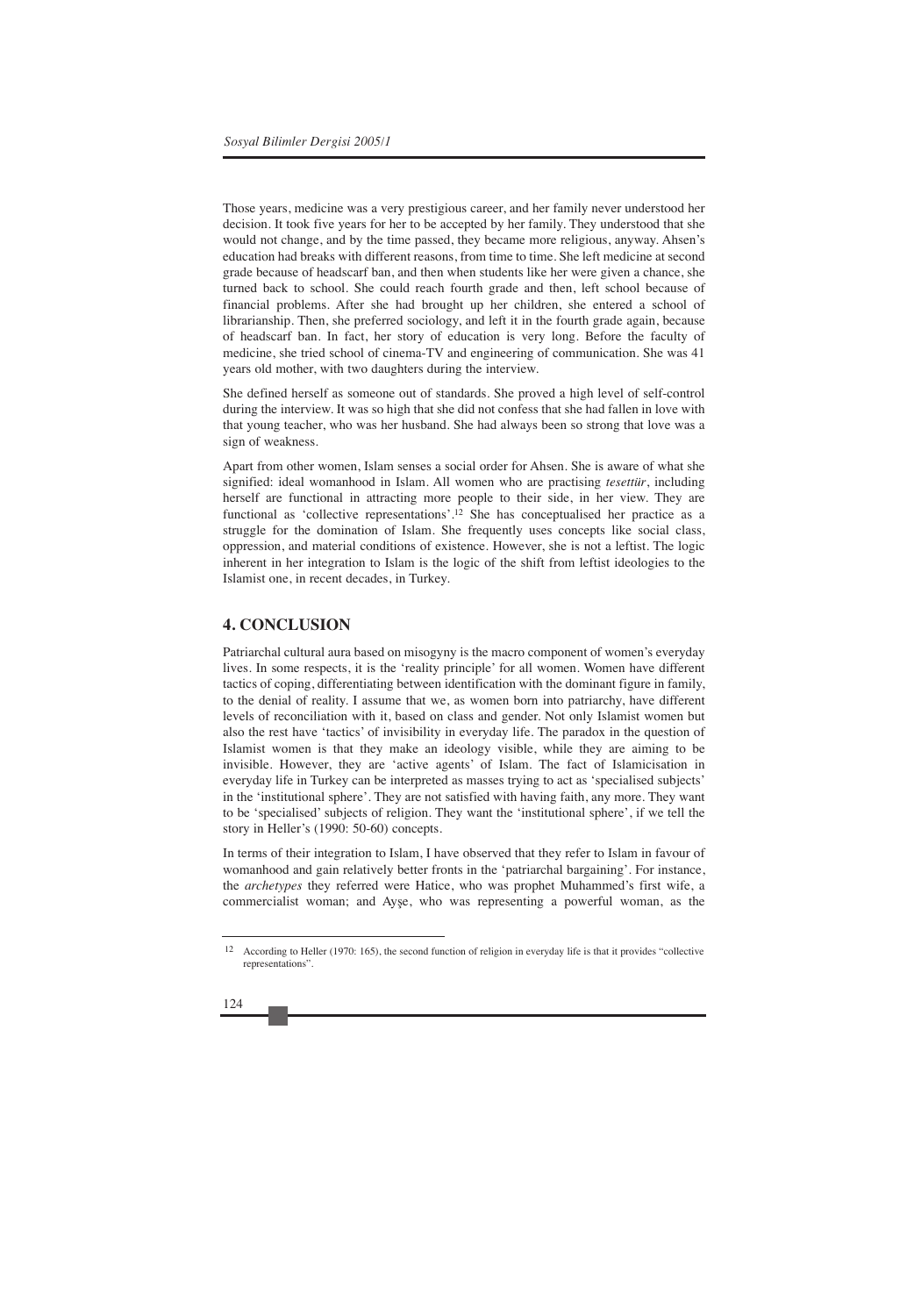Those years, medicine was a very prestigious career, and her family never understood her decision. It took five years for her to be accepted by her family. They understood that she would not change, and by the time passed, they became more religious, anyway. Ahsen's education had breaks with different reasons, from time to time. She left medicine at second grade because of headscarf ban, and then when students like her were given a chance, she turned back to school. She could reach fourth grade and then, left school because of financial problems. After she had brought up her children, she entered a school of librarianship. Then, she preferred sociology, and left it in the fourth grade again, because of headscarf ban. In fact, her story of education is very long. Before the faculty of medicine, she tried school of cinema-TV and engineering of communication. She was 41 years old mother, with two daughters during the interview.

She defined herself as someone out of standards. She proved a high level of self-control during the interview. It was so high that she did not confess that she had fallen in love with that young teacher, who was her husband. She had always been so strong that love was a sign of weakness.

Apart from other women, Islam senses a social order for Ahsen. She is aware of what she signified: ideal womanhood in Islam. All women who are practising *tesettür*, including herself are functional in attracting more people to their side, in her view. They are functional as 'collective representations'.[12] She has conceptualised her practice as a struggle for the domination of Islam. She frequently uses concepts like social class, oppression, and material conditions of existence. However, she is not a leftist. The logic inherent in her integration to Islam is the logic of the shift from leftist ideologies to the Islamist one, in recent decades, in Turkey.

## 4. CONCLUSION

Patriarchal cultural aura based on misogyny is the macro component of women's everyday lives. In some respects, it is the 'reality principle' for all women. Women have different tactics of coping, differentiating between identification with the dominant figure in family, to the denial of reality. I assume that we, as women born into patriarchy, have different levels of reconciliation with it, based on class and gender. Not only Islamist women but also the rest have 'tactics' of invisibility in everyday life. The paradox in the question of Islamist women is that they make an ideology visible, while they are aiming to be invisible. However, they are 'active agents' of Islam. The fact of Islamicisation in everyday life in Turkey can be interpreted as masses trying to act as 'specialised subjects' in the 'institutional sphere'. They are not satisfied with having faith, any more. They want to be 'specialised' subjects of religion. They want the 'institutional sphere', if we tell the story in Heller's (1990: 50-60) concepts.

In terms of their integration to Islam, I have observed that they refer to Islam in favour of womanhood and gain relatively better fronts in the 'patriarchal bargaining'. For instance, the *archetypes* they referred were Hatice, who was prophet Muhammed's first wife, a commercialist woman; and Ayşe, who was representing a powerful woman, as the

---

[12] According to Heller (1970: 165), the second function of religion in everyday life is that it provides "collective representations".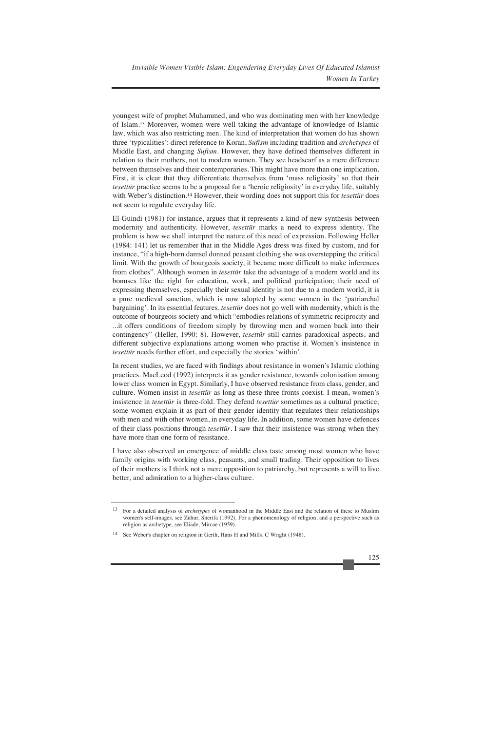youngest wife of prophet Muhammed, and who was dominating men with her knowledge of Islam.[13] Moreover, women were well taking the advantage of knowledge of Islamic law, which was also restricting men. The kind of interpretation that women do has shown three 'typicalities': direct reference to Koran, *Sufism* including tradition and *archetypes* of Middle East, and changing *Sufism*. However, they have defined themselves different in relation to their mothers, not to modern women. They see headscarf as a mere difference between themselves and their contemporaries. This might have more than one implication. First, it is clear that they differentiate themselves from 'mass religiosity' so that their *tesettür* practice seems to be a proposal for a 'heroic religiosity' in everyday life, suitably with Weber's distinction.[14] However, their wording does not support this for *tesettür* does not seem to regulate everyday life.

El-Guindi (1981) for instance, argues that it represents a kind of new synthesis between modernity and authenticity. However, *tesettür* marks a need to express identity. The problem is how we shall interpret the nature of this need of expression. Following Heller (1984: 141) let us remember that in the Middle Ages dress was fixed by custom, and for instance, "if a high-born damsel donned peasant clothing she was overstepping the critical limit. With the growth of bourgeois society, it became more difficult to make inferences from clothes". Although women in *tesettür* take the advantage of a modern world and its bonuses like the right for education, work, and political participation; their need of expressing themselves, especially their sexual identity is not due to a modern world, it is a pure medieval sanction, which is now adopted by some women in the 'patriarchal bargaining'. In its essential features, *tesettür* does not go well with modernity, which is the outcome of bourgeois society and which "embodies relations of symmetric reciprocity and ...it offers conditions of freedom simply by throwing men and women back into their contingency" (Heller, 1990: 8). However, *tesettür* still carries paradoxical aspects, and different subjective explanations among women who practise it. Women's insistence in *tesettür* needs further effort, and especially the stories 'within'.

In recent studies, we are faced with findings about resistance in women's Islamic clothing practices. MacLeod (1992) interprets it as gender resistance, towards colonisation among lower class women in Egypt. Similarly, I have observed resistance from class, gender, and culture. Women insist in *tesettür* as long as these three fronts coexist. I mean, women's insistence in *tesettür* is three-fold. They defend *tesettür* sometimes as a cultural practice; some women explain it as part of their gender identity that regulates their relationships with men and with other women, in everyday life. In addition, some women have defences of their class-positions through *tesettür*. I saw that their insistence was strong when they have more than one form of resistance.

I have also observed an emergence of middle class taste among most women who have family origins with working class, peasants, and small trading. Their opposition to lives of their mothers is I think not a mere opposition to patriarchy, but represents a will to live better, and admiration to a higher-class culture.

---

[13] For a detailed analysis of *archetypes* of womanhood in the Middle East and the relation of these to Muslim women's self-images, see Zuhur, Sherifa (1992). For a phenomenology of religion, and a perspective such as religion as archetype, see Eliade, Mircae (1959).

[14] See Weber's chapter on religion in Gerth, Hans H and Mills, C Wright (1948).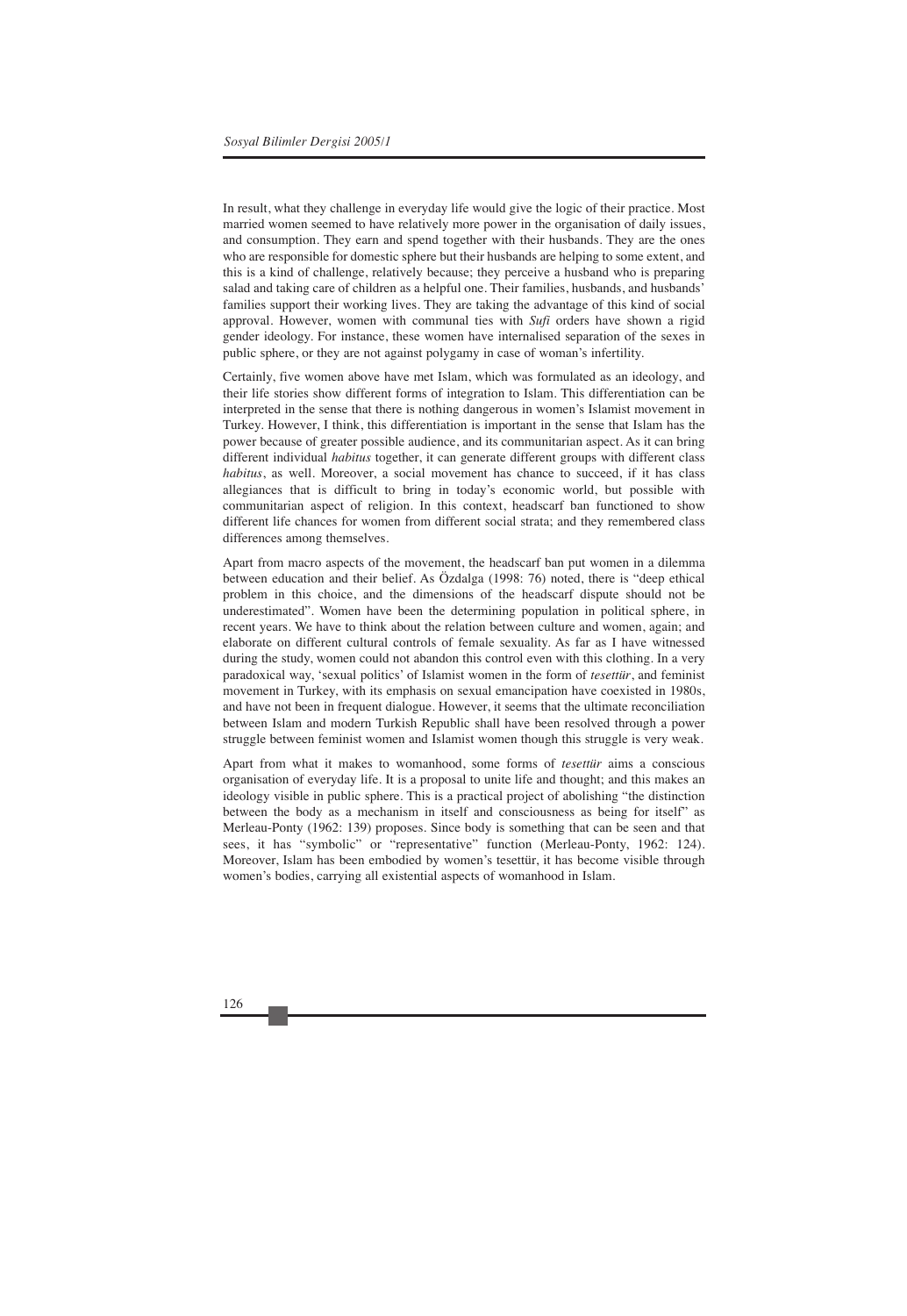In result, what they challenge in everyday life would give the logic of their practice. Most married women seemed to have relatively more power in the organisation of daily issues, and consumption. They earn and spend together with their husbands. They are the ones who are responsible for domestic sphere but their husbands are helping to some extent, and this is a kind of challenge, relatively because; they perceive a husband who is preparing salad and taking care of children as a helpful one. Their families, husbands, and husbands' families support their working lives. They are taking the advantage of this kind of social approval. However, women with communal ties with *Sufi* orders have shown a rigid gender ideology. For instance, these women have internalised separation of the sexes in public sphere, or they are not against polygamy in case of woman's infertility.

Certainly, five women above have met Islam, which was formulated as an ideology, and their life stories show different forms of integration to Islam. This differentiation can be interpreted in the sense that there is nothing dangerous in women's Islamist movement in Turkey. However, I think, this differentiation is important in the sense that Islam has the power because of greater possible audience, and its communitarian aspect. As it can bring different individual *habitus* together, it can generate different groups with different class *habitus*, as well. Moreover, a social movement has chance to succeed, if it has class allegiances that is difficult to bring in today's economic world, but possible with communitarian aspect of religion. In this context, headscarf ban functioned to show different life chances for women from different social strata; and they remembered class differences among themselves.

Apart from macro aspects of the movement, the headscarf ban put women in a dilemma between education and their belief. As Özdalga (1998: 76) noted, there is "deep ethical problem in this choice, and the dimensions of the headscarf dispute should not be underestimated". Women have been the determining population in political sphere, in recent years. We have to think about the relation between culture and women, again; and elaborate on different cultural controls of female sexuality. As far as I have witnessed during the study, women could not abandon this control even with this clothing. In a very paradoxical way, 'sexual politics' of Islamist women in the form of *tesettür*, and feminist movement in Turkey, with its emphasis on sexual emancipation have coexisted in 1980s, and have not been in frequent dialogue. However, it seems that the ultimate reconciliation between Islam and modern Turkish Republic shall have been resolved through a power struggle between feminist women and Islamist women though this struggle is very weak.

Apart from what it makes to womanhood, some forms of *tesettür* aims a conscious organisation of everyday life. It is a proposal to unite life and thought; and this makes an ideology visible in public sphere. This is a practical project of abolishing "the distinction between the body as a mechanism in itself and consciousness as being for itself" as Merleau-Ponty (1962: 139) proposes. Since body is something that can be seen and that sees, it has "symbolic" or "representative" function (Merleau-Ponty, 1962: 124). Moreover, Islam has been embodied by women's tesettür, it has become visible through women's bodies, carrying all existential aspects of womanhood in Islam.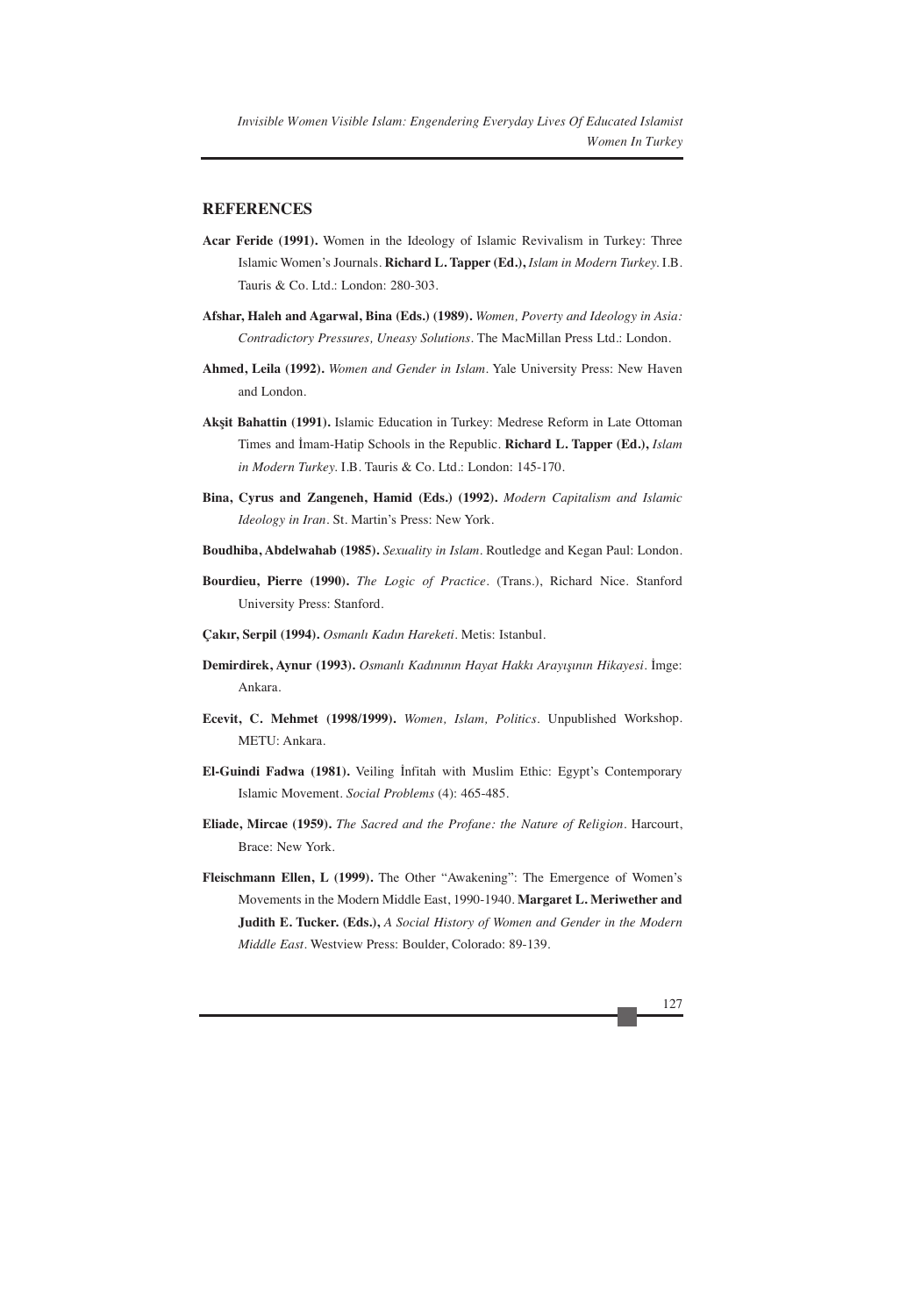## REFERENCES

**Acar Feride (1991).** Women in the Ideology of Islamic Revivalism in Turkey: Three Islamic Women's Journals. **Richard L. Tapper (Ed.),** *Islam in Modern Turkey*. I.B. Tauris & Co. Ltd.: London: 280-303.

**Afshar, Haleh and Agarwal, Bina (Eds.) (1989).** *Women, Poverty and Ideology in Asia: Contradictory Pressures, Uneasy Solutions*. The MacMillan Press Ltd.: London.

**Ahmed, Leila (1992).** *Women and Gender in Islam*. Yale University Press: New Haven and London.

**Akşit Bahattin (1991).** Islamic Education in Turkey: Medrese Reform in Late Ottoman Times and İmam-Hatip Schools in the Republic. **Richard L. Tapper (Ed.),** *Islam in Modern Turkey*. I.B. Tauris & Co. Ltd.: London: 145-170.

**Bina, Cyrus and Zangeneh, Hamid (Eds.) (1992).** *Modern Capitalism and Islamic Ideology in Iran*. St. Martin's Press: New York.

**Boudhiba, Abdelwahab (1985).** *Sexuality in Islam*. Routledge and Kegan Paul: London.

**Bourdieu, Pierre (1990).** *The Logic of Practice*. (Trans.), Richard Nice. Stanford University Press: Stanford.

**Çakır, Serpil (1994).** *Osmanlı Kadın Hareketi*. Metis: Istanbul.

**Demirdirek, Aynur (1993).** *Osmanlı Kadınının Hayat Hakkı Arayışının Hikayesi*. İmge: Ankara.

**Ecevit, C. Mehmet (1998/1999).** *Women, Islam, Politics*. Unpublished Workshop. METU: Ankara.

**El-Guindi Fadwa (1981).** Veiling İnfitah with Muslim Ethic: Egypt's Contemporary Islamic Movement. *Social Problems* (4): 465-485.

**Eliade, Mircae (1959).** *The Sacred and the Profane: the Nature of Religion*. Harcourt, Brace: New York.

**Fleischmann Ellen, L (1999).** The Other "Awakening": The Emergence of Women's Movements in the Modern Middle East, 1990-1940. **Margaret L. Meriwether and Judith E. Tucker. (Eds.),** *A Social History of Women and Gender in the Modern Middle East*. Westview Press: Boulder, Colorado: 89-139.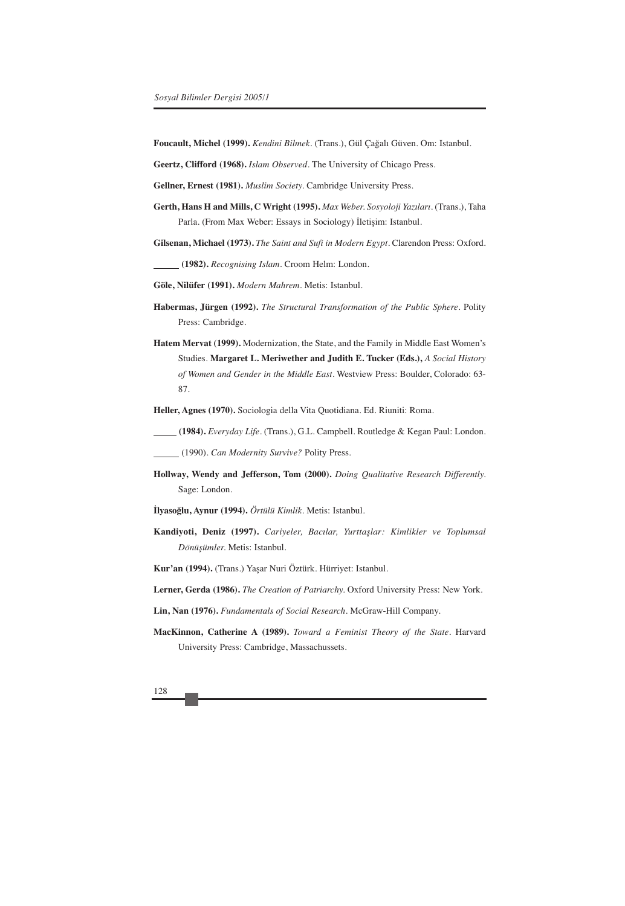**Foucault, Michel (1999).** *Kendini Bilmek*. (Trans.), Gül Çağalı Güven. Om: Istanbul.

**Geertz, Clifford (1968).** *Islam Observed*. The University of Chicago Press.

**Gellner, Ernest (1981).** *Muslim Society*. Cambridge University Press.

**Gerth, Hans H and Mills, C Wright (1995).** *Max Weber. Sosyoloji Yazıları*. (Trans.), Taha Parla. (From Max Weber: Essays in Sociology) İletişim: Istanbul.

**Gilsenan, Michael (1973).** *The Saint and Sufi in Modern Egypt*. Clarendon Press: Oxford.

**_____ (1982).** *Recognising Islam*. Croom Helm: London.

**Göle, Nilüfer (1991).** *Modern Mahrem*. Metis: Istanbul.

**Habermas, Jürgen (1992).** *The Structural Transformation of the Public Sphere*. Polity Press: Cambridge.

**Hatem Mervat (1999).** Modernization, the State, and the Family in Middle East Women's Studies. **Margaret L. Meriwether and Judith E. Tucker (Eds.),** *A Social History of Women and Gender in the Middle East*. Westview Press: Boulder, Colorado: 63-87.

**Heller, Agnes (1970).** Sociologia della Vita Quotidiana. Ed. Riuniti: Roma.

**_____ (1984).** *Everyday Life*. (Trans.), G.L. Campbell. Routledge & Kegan Paul: London.

_____ (1990). *Can Modernity Survive?* Polity Press.

**Hollway, Wendy and Jefferson, Tom (2000).** *Doing Qualitative Research Differently*. Sage: London.

**İlyasoğlu, Aynur (1994).** *Örtülü Kimlik*. Metis: Istanbul.

**Kandiyoti, Deniz (1997).** *Cariyeler, Bacılar, Yurttaşlar: Kimlikler ve Toplumsal Dönüşümler*. Metis: Istanbul.

**Kur'an (1994).** (Trans.) Yaşar Nuri Öztürk. Hürriyet: Istanbul.

**Lerner, Gerda (1986).** *The Creation of Patriarchy*. Oxford University Press: New York.

**Lin, Nan (1976).** *Fundamentals of Social Research*. McGraw-Hill Company.

**MacKinnon, Catherine A (1989).** *Toward a Feminist Theory of the State*. Harvard University Press: Cambridge, Massachussets.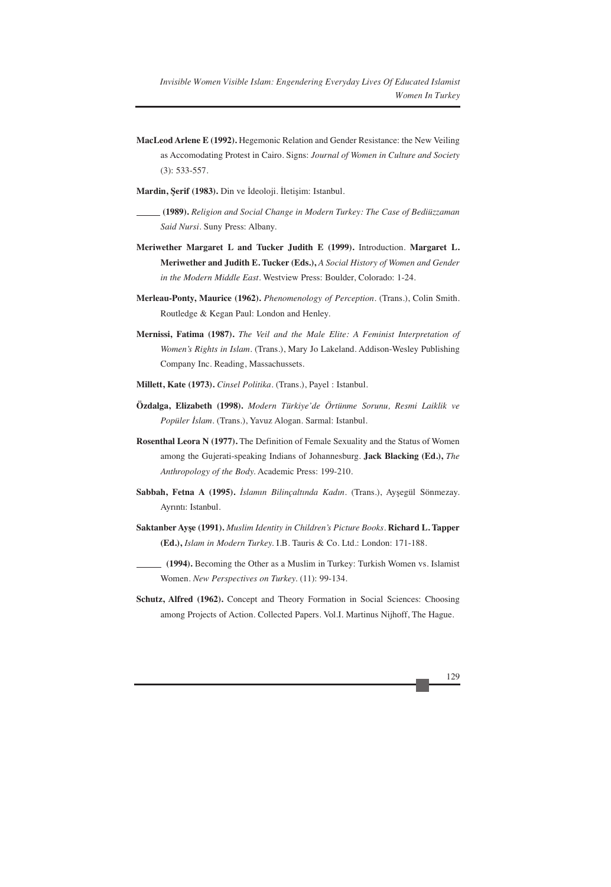**MacLeod Arlene E (1992).** Hegemonic Relation and Gender Resistance: the New Veiling as Accomodating Protest in Cairo. Signs: *Journal of Women in Culture and Society* (3): 533-557.

**Mardin, Şerif (1983).** Din ve İdeoloji. İletişim: Istanbul.

_____ **(1989).** *Religion and Social Change in Modern Turkey: The Case of Bediüzzaman Said Nursi*. Suny Press: Albany.

**Meriwether Margaret L and Tucker Judith E (1999).** Introduction. **Margaret L. Meriwether and Judith E. Tucker (Eds.),** *A Social History of Women and Gender in the Modern Middle East*. Westview Press: Boulder, Colorado: 1-24.

**Merleau-Ponty, Maurice (1962).** *Phenomenology of Perception*. (Trans.), Colin Smith. Routledge & Kegan Paul: London and Henley.

**Mernissi, Fatima (1987).** *The Veil and the Male Elite: A Feminist Interpretation of Women's Rights in Islam*. (Trans.), Mary Jo Lakeland. Addison-Wesley Publishing Company Inc. Reading, Massachussets.

**Millett, Kate (1973).** *Cinsel Politika*. (Trans.), Payel : Istanbul.

**Özdalga, Elizabeth (1998).** *Modern Türkiye'de Örtünme Sorunu, Resmi Laiklik ve Popüler İslam*. (Trans.), Yavuz Alogan. Sarmal: Istanbul.

**Rosenthal Leora N (1977).** The Definition of Female Sexuality and the Status of Women among the Gujerati-speaking Indians of Johannesburg. **Jack Blacking (Ed.),** *The Anthropology of the Body*. Academic Press: 199-210.

**Sabbah, Fetna A (1995).** *İslamın Bilinçaltında Kadın*. (Trans.), Ayşegül Sönmezay. Ayrıntı: Istanbul.

**Saktanber Ayşe (1991).** *Muslim Identity in Children's Picture Books*. **Richard L. Tapper (Ed.),** *Islam in Modern Turkey*. I.B. Tauris & Co. Ltd.: London: 171-188.

_____ **(1994).** Becoming the Other as a Muslim in Turkey: Turkish Women vs. Islamist Women. *New Perspectives on Turkey*. (11): 99-134.

**Schutz, Alfred (1962).** Concept and Theory Formation in Social Sciences: Choosing among Projects of Action. Collected Papers. Vol.I. Martinus Nijhoff, The Hague.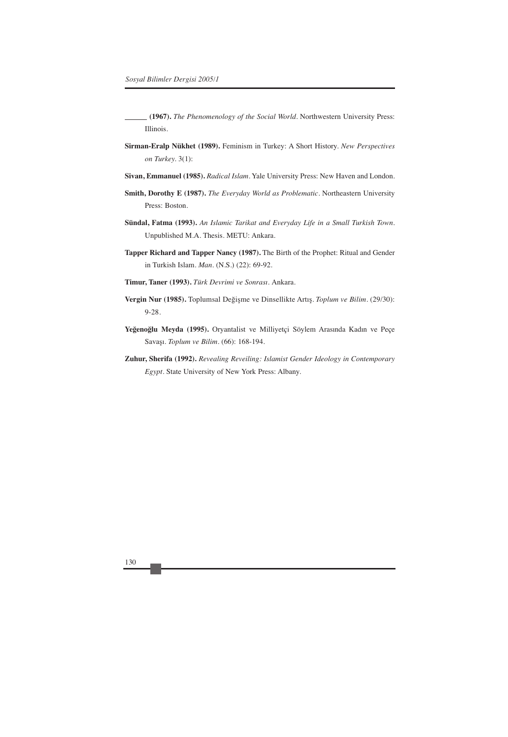______ **(1967).** *The Phenomenology of the Social World*. Northwestern University Press: Illinois.

**Sirman-Eralp Nükhet (1989).** Feminism in Turkey: A Short History. *New Perspectives on Turkey*. 3(1):

**Sivan, Emmanuel (1985).** *Radical Islam*. Yale University Press: New Haven and London.

**Smith, Dorothy E (1987).** *The Everyday World as Problematic*. Northeastern University Press: Boston.

**Sündal, Fatma (1993).** *An Islamic Tarikat and Everyday Life in a Small Turkish Town*. Unpublished M.A. Thesis. METU: Ankara.

**Tapper Richard and Tapper Nancy (1987).** The Birth of the Prophet: Ritual and Gender in Turkish Islam. *Man*. (N.S.) (22): 69-92.

**Timur, Taner (1993).** *Türk Devrimi ve Sonrası*. Ankara.

**Vergin Nur (1985).** Toplumsal Değişme ve Dinsellikte Artış. *Toplum ve Bilim*. (29/30): 9-28.

**Yeğenoğlu Meyda (1995).** Oryantalist ve Milliyetçi Söylem Arasında Kadın ve Peçe Savaşı. *Toplum ve Bilim*. (66): 168-194.

**Zuhur, Sherifa (1992).** *Revealing Reveiling: Islamist Gender Ideology in Contemporary Egypt*. State University of New York Press: Albany.